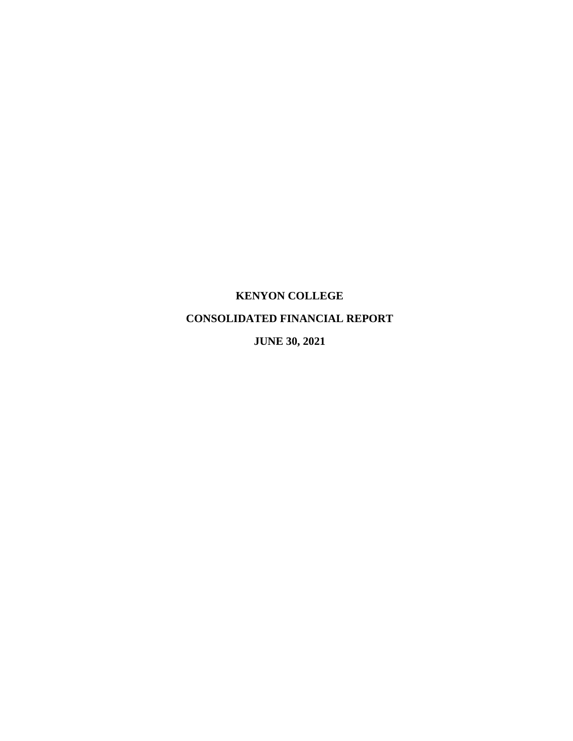# KENYON COLLEGE

## CONSOLIDATED FINANCIAL REPORT

## JUNE 30, 2021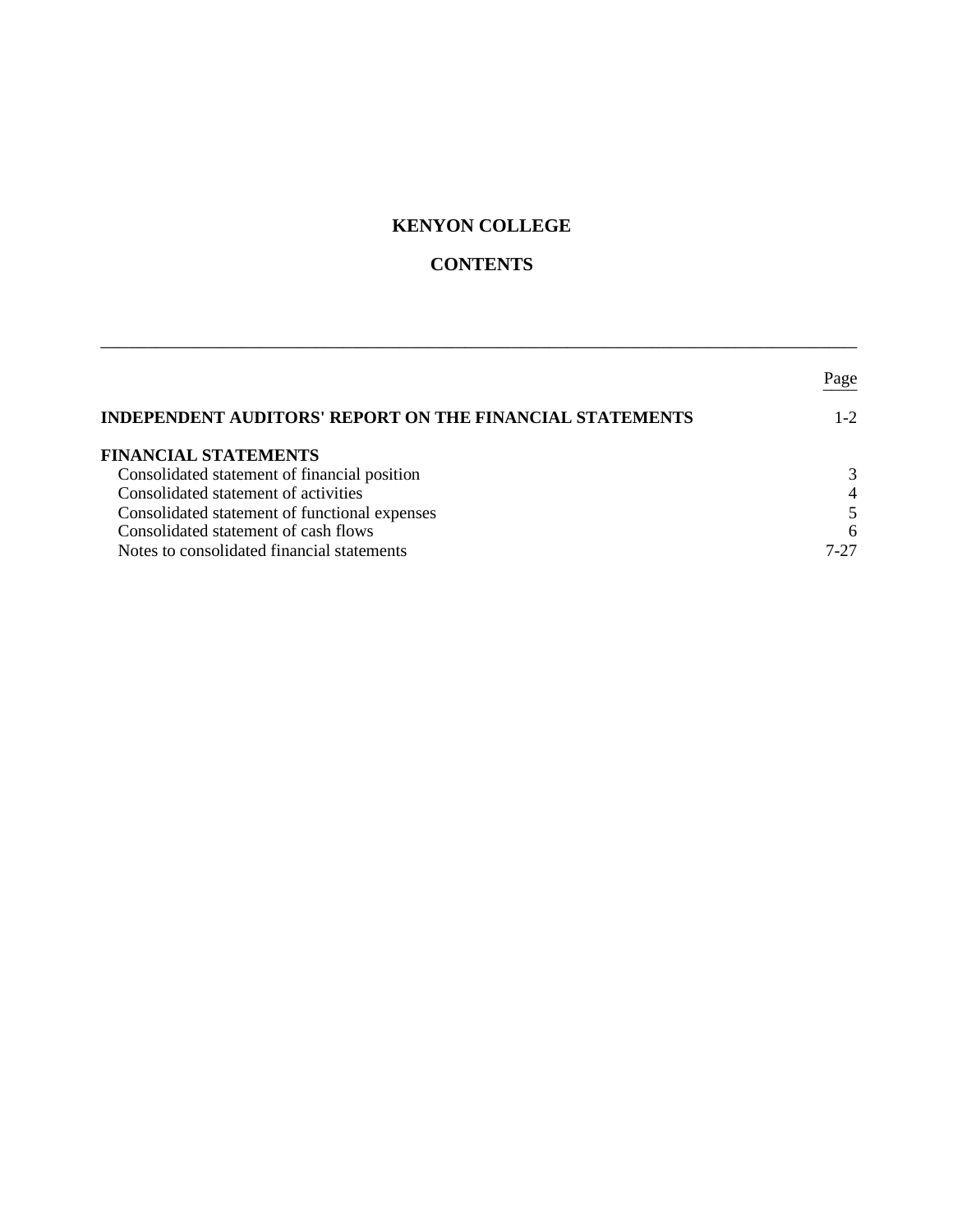# KENYON COLLEGE

## CONTENTS

| | Page |
|---|---|
| **INDEPENDENT AUDITORS' REPORT ON THE FINANCIAL STATEMENTS** | 1-2 |
| **FINANCIAL STATEMENTS** | |
| Consolidated statement of financial position | 3 |
| Consolidated statement of activities | 4 |
| Consolidated statement of functional expenses | 5 |
| Consolidated statement of cash flows | 6 |
| Notes to consolidated financial statements | 7-27 |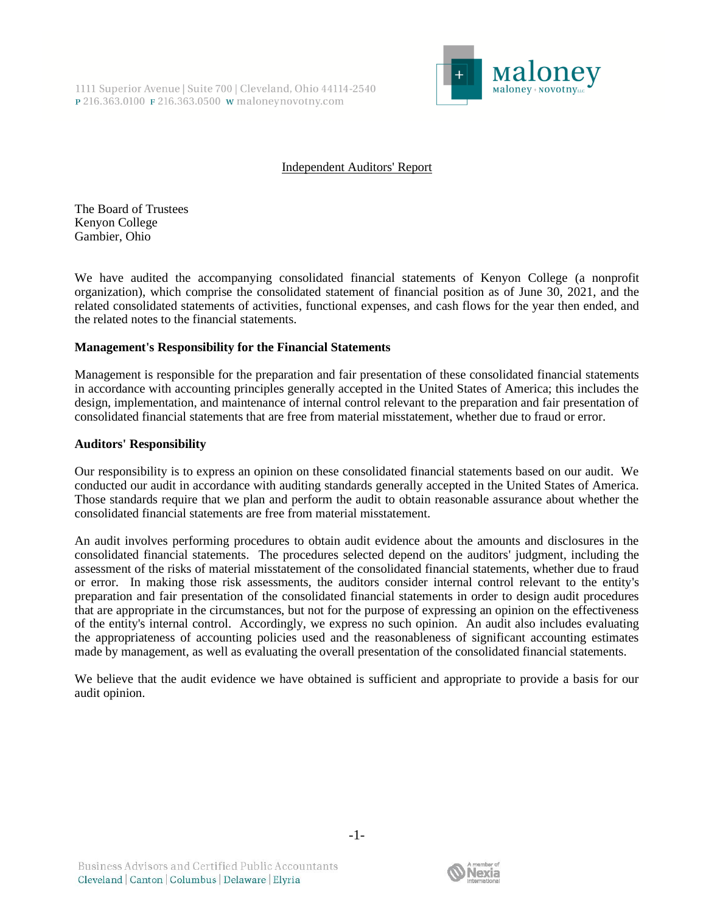# Independent Auditors' Report

The Board of Trustees
Kenyon College
Gambier, Ohio

We have audited the accompanying consolidated financial statements of Kenyon College (a nonprofit organization), which comprise the consolidated statement of financial position as of June 30, 2021, and the related consolidated statements of activities, functional expenses, and cash flows for the year then ended, and the related notes to the financial statements.

**Management's Responsibility for the Financial Statements**

Management is responsible for the preparation and fair presentation of these consolidated financial statements in accordance with accounting principles generally accepted in the United States of America; this includes the design, implementation, and maintenance of internal control relevant to the preparation and fair presentation of consolidated financial statements that are free from material misstatement, whether due to fraud or error.

**Auditors' Responsibility**

Our responsibility is to express an opinion on these consolidated financial statements based on our audit. We conducted our audit in accordance with auditing standards generally accepted in the United States of America. Those standards require that we plan and perform the audit to obtain reasonable assurance about whether the consolidated financial statements are free from material misstatement.

An audit involves performing procedures to obtain audit evidence about the amounts and disclosures in the consolidated financial statements. The procedures selected depend on the auditors' judgment, including the assessment of the risks of material misstatement of the consolidated financial statements, whether due to fraud or error. In making those risk assessments, the auditors consider internal control relevant to the entity's preparation and fair presentation of the consolidated financial statements in order to design audit procedures that are appropriate in the circumstances, but not for the purpose of expressing an opinion on the effectiveness of the entity's internal control. Accordingly, we express no such opinion. An audit also includes evaluating the appropriateness of accounting policies used and the reasonableness of significant accounting estimates made by management, as well as evaluating the overall presentation of the consolidated financial statements.

We believe that the audit evidence we have obtained is sufficient and appropriate to provide a basis for our audit opinion.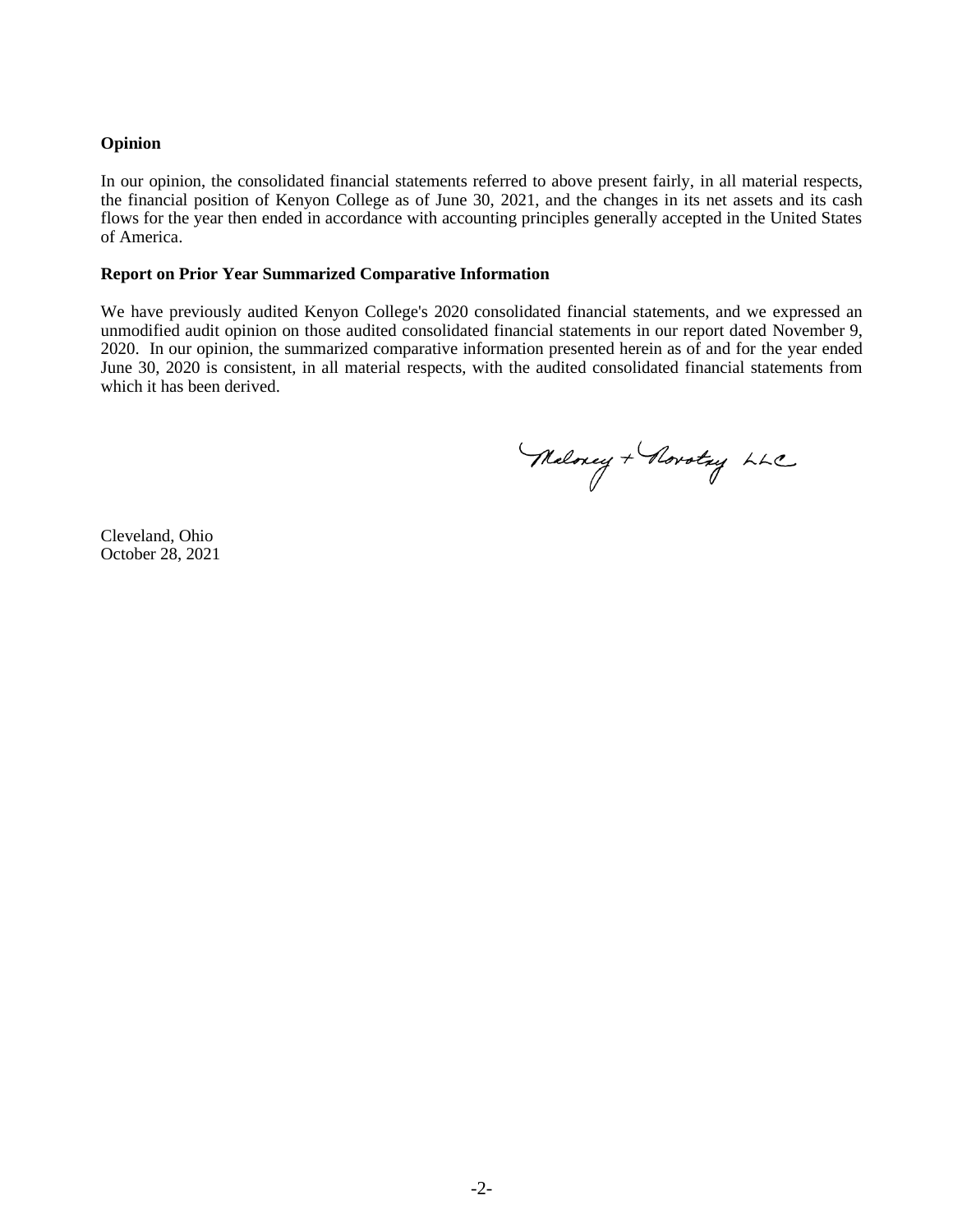**Opinion**

In our opinion, the consolidated financial statements referred to above present fairly, in all material respects, the financial position of Kenyon College as of June 30, 2021, and the changes in its net assets and its cash flows for the year then ended in accordance with accounting principles generally accepted in the United States of America.

**Report on Prior Year Summarized Comparative Information**

We have previously audited Kenyon College's 2020 consolidated financial statements, and we expressed an unmodified audit opinion on those audited consolidated financial statements in our report dated November 9, 2020. In our opinion, the summarized comparative information presented herein as of and for the year ended June 30, 2020 is consistent, in all material respects, with the audited consolidated financial statements from which it has been derived.

Maloney + Novotny LLC

Cleveland, Ohio
October 28, 2021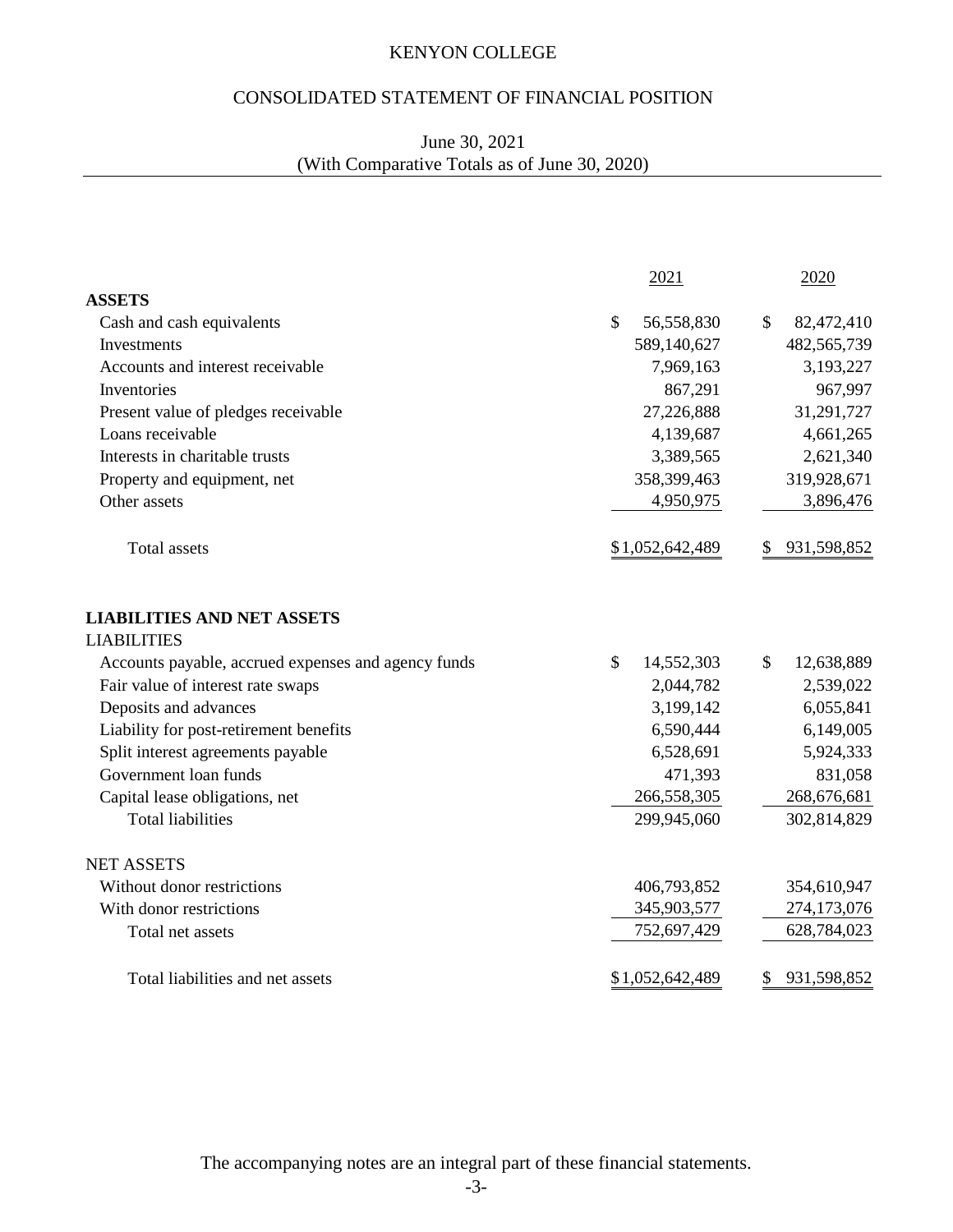# KENYON COLLEGE

## CONSOLIDATED STATEMENT OF FINANCIAL POSITION

June 30, 2021
(With Comparative Totals as of June 30, 2020)

| | 2021 | 2020 |
|---|---|---|
| **ASSETS** | | |
| Cash and cash equivalents | $ 56,558,830 | $ 82,472,410 |
| Investments | 589,140,627 | 482,565,739 |
| Accounts and interest receivable | 7,969,163 | 3,193,227 |
| Inventories | 867,291 | 967,997 |
| Present value of pledges receivable | 27,226,888 | 31,291,727 |
| Loans receivable | 4,139,687 | 4,661,265 |
| Interests in charitable trusts | 3,389,565 | 2,621,340 |
| Property and equipment, net | 358,399,463 | 319,928,671 |
| Other assets | 4,950,975 | 3,896,476 |
| Total assets | $1,052,642,489 | $ 931,598,852 |
| **LIABILITIES AND NET ASSETS** | | |
| LIABILITIES | | |
| Accounts payable, accrued expenses and agency funds | $ 14,552,303 | $ 12,638,889 |
| Fair value of interest rate swaps | 2,044,782 | 2,539,022 |
| Deposits and advances | 3,199,142 | 6,055,841 |
| Liability for post-retirement benefits | 6,590,444 | 6,149,005 |
| Split interest agreements payable | 6,528,691 | 5,924,333 |
| Government loan funds | 471,393 | 831,058 |
| Capital lease obligations, net | 266,558,305 | 268,676,681 |
| Total liabilities | 299,945,060 | 302,814,829 |
| NET ASSETS | | |
| Without donor restrictions | 406,793,852 | 354,610,947 |
| With donor restrictions | 345,903,577 | 274,173,076 |
| Total net assets | 752,697,429 | 628,784,023 |
| Total liabilities and net assets | $1,052,642,489 | $ 931,598,852 |

The accompanying notes are an integral part of these financial statements.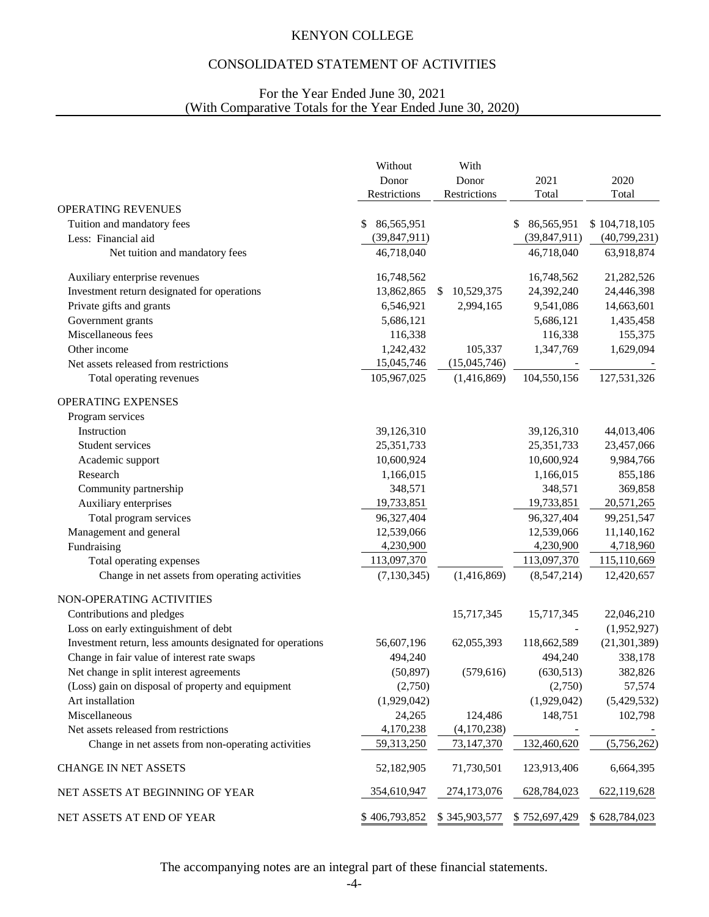# KENYON COLLEGE

## CONSOLIDATED STATEMENT OF ACTIVITIES

For the Year Ended June 30, 2021
(With Comparative Totals for the Year Ended June 30, 2020)

| | Without Donor Restrictions | With Donor Restrictions | 2021 Total | 2020 Total |
|---|---|---|---|---|
| OPERATING REVENUES | | | | |
| Tuition and mandatory fees | $ 86,565,951 | | $ 86,565,951 | $ 104,718,105 |
| Less: Financial aid | (39,847,911) | | (39,847,911) | (40,799,231) |
| Net tuition and mandatory fees | 46,718,040 | | 46,718,040 | 63,918,874 |
| Auxiliary enterprise revenues | 16,748,562 | | 16,748,562 | 21,282,526 |
| Investment return designated for operations | 13,862,865 | $ 10,529,375 | 24,392,240 | 24,446,398 |
| Private gifts and grants | 6,546,921 | 2,994,165 | 9,541,086 | 14,663,601 |
| Government grants | 5,686,121 | | 5,686,121 | 1,435,458 |
| Miscellaneous fees | 116,338 | | 116,338 | 155,375 |
| Other income | 1,242,432 | 105,337 | 1,347,769 | 1,629,094 |
| Net assets released from restrictions | 15,045,746 | (15,045,746) | - | - |
| Total operating revenues | 105,967,025 | (1,416,869) | 104,550,156 | 127,531,326 |
| OPERATING EXPENSES | | | | |
| Program services | | | | |
| Instruction | 39,126,310 | | 39,126,310 | 44,013,406 |
| Student services | 25,351,733 | | 25,351,733 | 23,457,066 |
| Academic support | 10,600,924 | | 10,600,924 | 9,984,766 |
| Research | 1,166,015 | | 1,166,015 | 855,186 |
| Community partnership | 348,571 | | 348,571 | 369,858 |
| Auxiliary enterprises | 19,733,851 | | 19,733,851 | 20,571,265 |
| Total program services | 96,327,404 | | 96,327,404 | 99,251,547 |
| Management and general | 12,539,066 | | 12,539,066 | 11,140,162 |
| Fundraising | 4,230,900 | | 4,230,900 | 4,718,960 |
| Total operating expenses | 113,097,370 | | 113,097,370 | 115,110,669 |
| Change in net assets from operating activities | (7,130,345) | (1,416,869) | (8,547,214) | 12,420,657 |
| NON-OPERATING ACTIVITIES | | | | |
| Contributions and pledges | | 15,717,345 | 15,717,345 | 22,046,210 |
| Loss on early extinguishment of debt | | | - | (1,952,927) |
| Investment return, less amounts designated for operations | 56,607,196 | 62,055,393 | 118,662,589 | (21,301,389) |
| Change in fair value of interest rate swaps | 494,240 | | 494,240 | 338,178 |
| Net change in split interest agreements | (50,897) | (579,616) | (630,513) | 382,826 |
| (Loss) gain on disposal of property and equipment | (2,750) | | (2,750) | 57,574 |
| Art installation | (1,929,042) | | (1,929,042) | (5,429,532) |
| Miscellaneous | 24,265 | 124,486 | 148,751 | 102,798 |
| Net assets released from restrictions | 4,170,238 | (4,170,238) | - | - |
| Change in net assets from non-operating activities | 59,313,250 | 73,147,370 | 132,460,620 | (5,756,262) |
| CHANGE IN NET ASSETS | 52,182,905 | 71,730,501 | 123,913,406 | 6,664,395 |
| NET ASSETS AT BEGINNING OF YEAR | 354,610,947 | 274,173,076 | 628,784,023 | 622,119,628 |
| NET ASSETS AT END OF YEAR | $ 406,793,852 | $ 345,903,577 | $ 752,697,429 | $ 628,784,023 |

The accompanying notes are an integral part of these financial statements.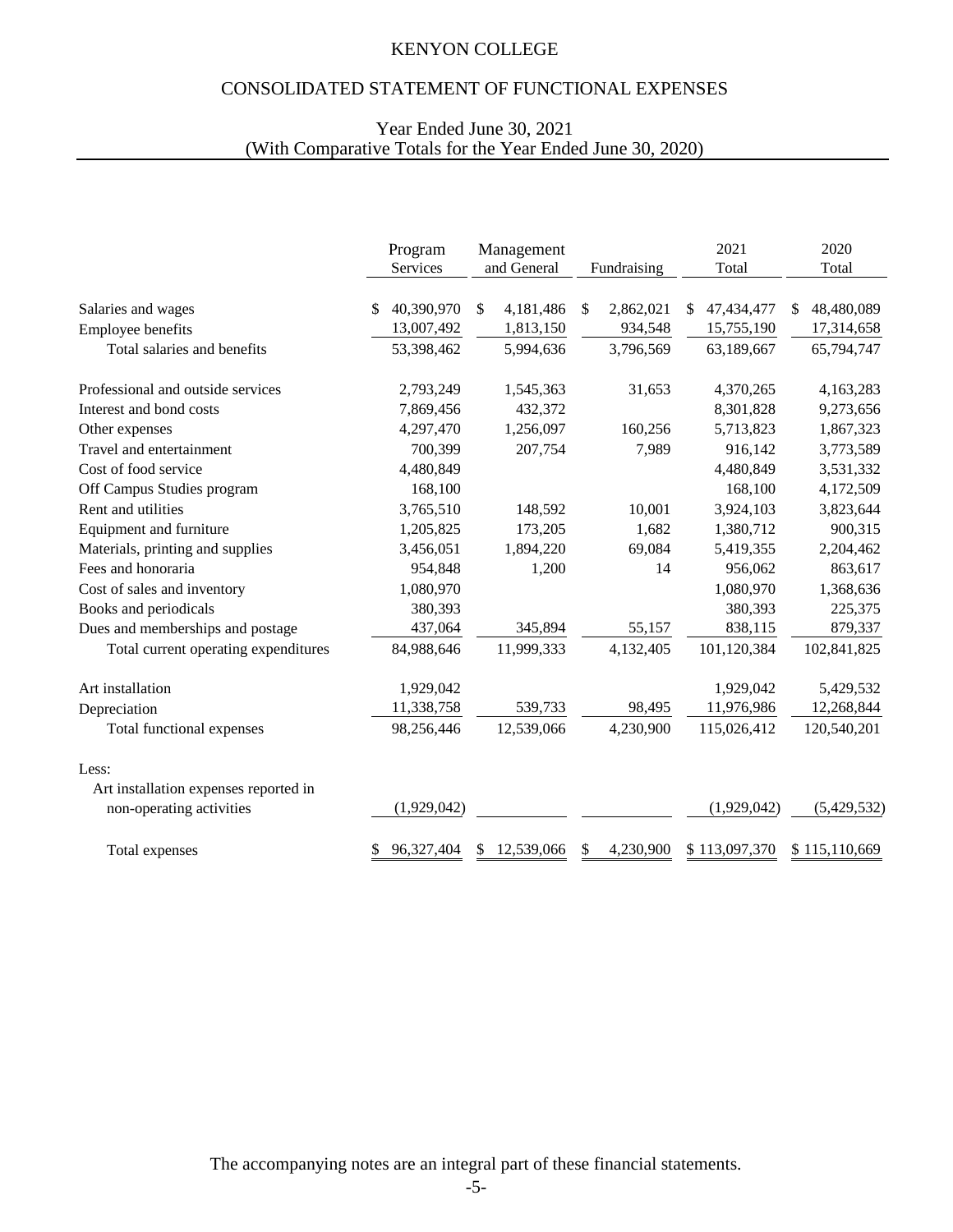# KENYON COLLEGE

## CONSOLIDATED STATEMENT OF FUNCTIONAL EXPENSES

Year Ended June 30, 2021
(With Comparative Totals for the Year Ended June 30, 2020)

| | Program Services | Management and General | Fundraising | 2021 Total | 2020 Total |
|---|---|---|---|---|---|
| Salaries and wages | $ 40,390,970 | $ 4,181,486 | $ 2,862,021 | $ 47,434,477 | $ 48,480,089 |
| Employee benefits | 13,007,492 | 1,813,150 | 934,548 | 15,755,190 | 17,314,658 |
| Total salaries and benefits | 53,398,462 | 5,994,636 | 3,796,569 | 63,189,667 | 65,794,747 |
| Professional and outside services | 2,793,249 | 1,545,363 | 31,653 | 4,370,265 | 4,163,283 |
| Interest and bond costs | 7,869,456 | 432,372 | | 8,301,828 | 9,273,656 |
| Other expenses | 4,297,470 | 1,256,097 | 160,256 | 5,713,823 | 1,867,323 |
| Travel and entertainment | 700,399 | 207,754 | 7,989 | 916,142 | 3,773,589 |
| Cost of food service | 4,480,849 | | | 4,480,849 | 3,531,332 |
| Off Campus Studies program | 168,100 | | | 168,100 | 4,172,509 |
| Rent and utilities | 3,765,510 | 148,592 | 10,001 | 3,924,103 | 3,823,644 |
| Equipment and furniture | 1,205,825 | 173,205 | 1,682 | 1,380,712 | 900,315 |
| Materials, printing and supplies | 3,456,051 | 1,894,220 | 69,084 | 5,419,355 | 2,204,462 |
| Fees and honoraria | 954,848 | 1,200 | 14 | 956,062 | 863,617 |
| Cost of sales and inventory | 1,080,970 | | | 1,080,970 | 1,368,636 |
| Books and periodicals | 380,393 | | | 380,393 | 225,375 |
| Dues and memberships and postage | 437,064 | 345,894 | 55,157 | 838,115 | 879,337 |
| Total current operating expenditures | 84,988,646 | 11,999,333 | 4,132,405 | 101,120,384 | 102,841,825 |
| Art installation | 1,929,042 | | | 1,929,042 | 5,429,532 |
| Depreciation | 11,338,758 | 539,733 | 98,495 | 11,976,986 | 12,268,844 |
| Total functional expenses | 98,256,446 | 12,539,066 | 4,230,900 | 115,026,412 | 120,540,201 |
| Less: | | | | | |
| Art installation expenses reported in non-operating activities | (1,929,042) | | | (1,929,042) | (5,429,532) |
| Total expenses | $ 96,327,404 | $ 12,539,066 | $ 4,230,900 | $ 113,097,370 | $ 115,110,669 |

The accompanying notes are an integral part of these financial statements.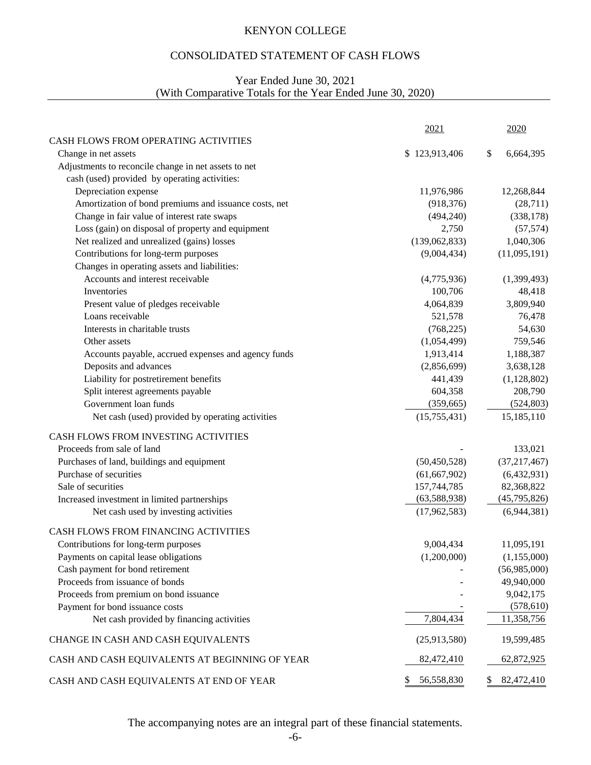# KENYON COLLEGE

## CONSOLIDATED STATEMENT OF CASH FLOWS

Year Ended June 30, 2021
(With Comparative Totals for the Year Ended June 30, 2020)

| | 2021 | 2020 |
|---|---|---|
| CASH FLOWS FROM OPERATING ACTIVITIES | | |
| Change in net assets | $ 123,913,406 | $ 6,664,395 |
| Adjustments to reconcile change in net assets to net cash (used) provided by operating activities: | | |
| Depreciation expense | 11,976,986 | 12,268,844 |
| Amortization of bond premiums and issuance costs, net | (918,376) | (28,711) |
| Change in fair value of interest rate swaps | (494,240) | (338,178) |
| Loss (gain) on disposal of property and equipment | 2,750 | (57,574) |
| Net realized and unrealized (gains) losses | (139,062,833) | 1,040,306 |
| Contributions for long-term purposes | (9,004,434) | (11,095,191) |
| Changes in operating assets and liabilities: | | |
| Accounts and interest receivable | (4,775,936) | (1,399,493) |
| Inventories | 100,706 | 48,418 |
| Present value of pledges receivable | 4,064,839 | 3,809,940 |
| Loans receivable | 521,578 | 76,478 |
| Interests in charitable trusts | (768,225) | 54,630 |
| Other assets | (1,054,499) | 759,546 |
| Accounts payable, accrued expenses and agency funds | 1,913,414 | 1,188,387 |
| Deposits and advances | (2,856,699) | 3,638,128 |
| Liability for postretirement benefits | 441,439 | (1,128,802) |
| Split interest agreements payable | 604,358 | 208,790 |
| Government loan funds | (359,665) | (524,803) |
| Net cash (used) provided by operating activities | (15,755,431) | 15,185,110 |
| CASH FLOWS FROM INVESTING ACTIVITIES | | |
| Proceeds from sale of land | - | 133,021 |
| Purchases of land, buildings and equipment | (50,450,528) | (37,217,467) |
| Purchase of securities | (61,667,902) | (6,432,931) |
| Sale of securities | 157,744,785 | 82,368,822 |
| Increased investment in limited partnerships | (63,588,938) | (45,795,826) |
| Net cash used by investing activities | (17,962,583) | (6,944,381) |
| CASH FLOWS FROM FINANCING ACTIVITIES | | |
| Contributions for long-term purposes | 9,004,434 | 11,095,191 |
| Payments on capital lease obligations | (1,200,000) | (1,155,000) |
| Cash payment for bond retirement | - | (56,985,000) |
| Proceeds from issuance of bonds | - | 49,940,000 |
| Proceeds from premium on bond issuance | - | 9,042,175 |
| Payment for bond issuance costs | - | (578,610) |
| Net cash provided by financing activities | 7,804,434 | 11,358,756 |
| CHANGE IN CASH AND CASH EQUIVALENTS | (25,913,580) | 19,599,485 |
| CASH AND CASH EQUIVALENTS AT BEGINNING OF YEAR | 82,472,410 | 62,872,925 |
| CASH AND CASH EQUIVALENTS AT END OF YEAR | $ 56,558,830 | $ 82,472,410 |

The accompanying notes are an integral part of these financial statements.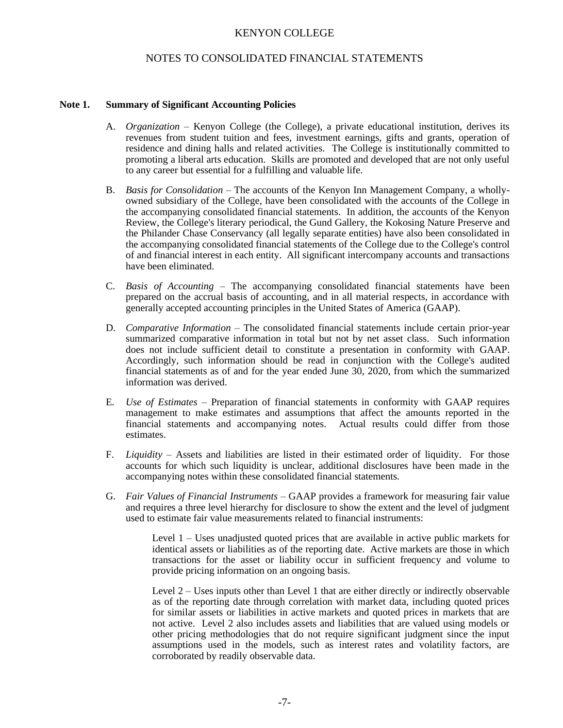KENYON COLLEGE

NOTES TO CONSOLIDATED FINANCIAL STATEMENTS

**Note 1. Summary of Significant Accounting Policies**

A. *Organization* – Kenyon College (the College), a private educational institution, derives its revenues from student tuition and fees, investment earnings, gifts and grants, operation of residence and dining halls and related activities. The College is institutionally committed to promoting a liberal arts education. Skills are promoted and developed that are not only useful to any career but essential for a fulfilling and valuable life.

B. *Basis for Consolidation* – The accounts of the Kenyon Inn Management Company, a wholly-owned subsidiary of the College, have been consolidated with the accounts of the College in the accompanying consolidated financial statements. In addition, the accounts of the Kenyon Review, the College's literary periodical, the Gund Gallery, the Kokosing Nature Preserve and the Philander Chase Conservancy (all legally separate entities) have also been consolidated in the accompanying consolidated financial statements of the College due to the College's control of and financial interest in each entity. All significant intercompany accounts and transactions have been eliminated.

C. *Basis of Accounting* – The accompanying consolidated financial statements have been prepared on the accrual basis of accounting, and in all material respects, in accordance with generally accepted accounting principles in the United States of America (GAAP).

D. *Comparative Information* – The consolidated financial statements include certain prior-year summarized comparative information in total but not by net asset class. Such information does not include sufficient detail to constitute a presentation in conformity with GAAP. Accordingly, such information should be read in conjunction with the College's audited financial statements as of and for the year ended June 30, 2020, from which the summarized information was derived.

E. *Use of Estimates* – Preparation of financial statements in conformity with GAAP requires management to make estimates and assumptions that affect the amounts reported in the financial statements and accompanying notes. Actual results could differ from those estimates.

F. *Liquidity* – Assets and liabilities are listed in their estimated order of liquidity. For those accounts for which such liquidity is unclear, additional disclosures have been made in the accompanying notes within these consolidated financial statements.

G. *Fair Values of Financial Instruments* – GAAP provides a framework for measuring fair value and requires a three level hierarchy for disclosure to show the extent and the level of judgment used to estimate fair value measurements related to financial instruments:

Level 1 – Uses unadjusted quoted prices that are available in active public markets for identical assets or liabilities as of the reporting date. Active markets are those in which transactions for the asset or liability occur in sufficient frequency and volume to provide pricing information on an ongoing basis.

Level 2 – Uses inputs other than Level 1 that are either directly or indirectly observable as of the reporting date through correlation with market data, including quoted prices for similar assets or liabilities in active markets and quoted prices in markets that are not active. Level 2 also includes assets and liabilities that are valued using models or other pricing methodologies that do not require significant judgment since the input assumptions used in the models, such as interest rates and volatility factors, are corroborated by readily observable data.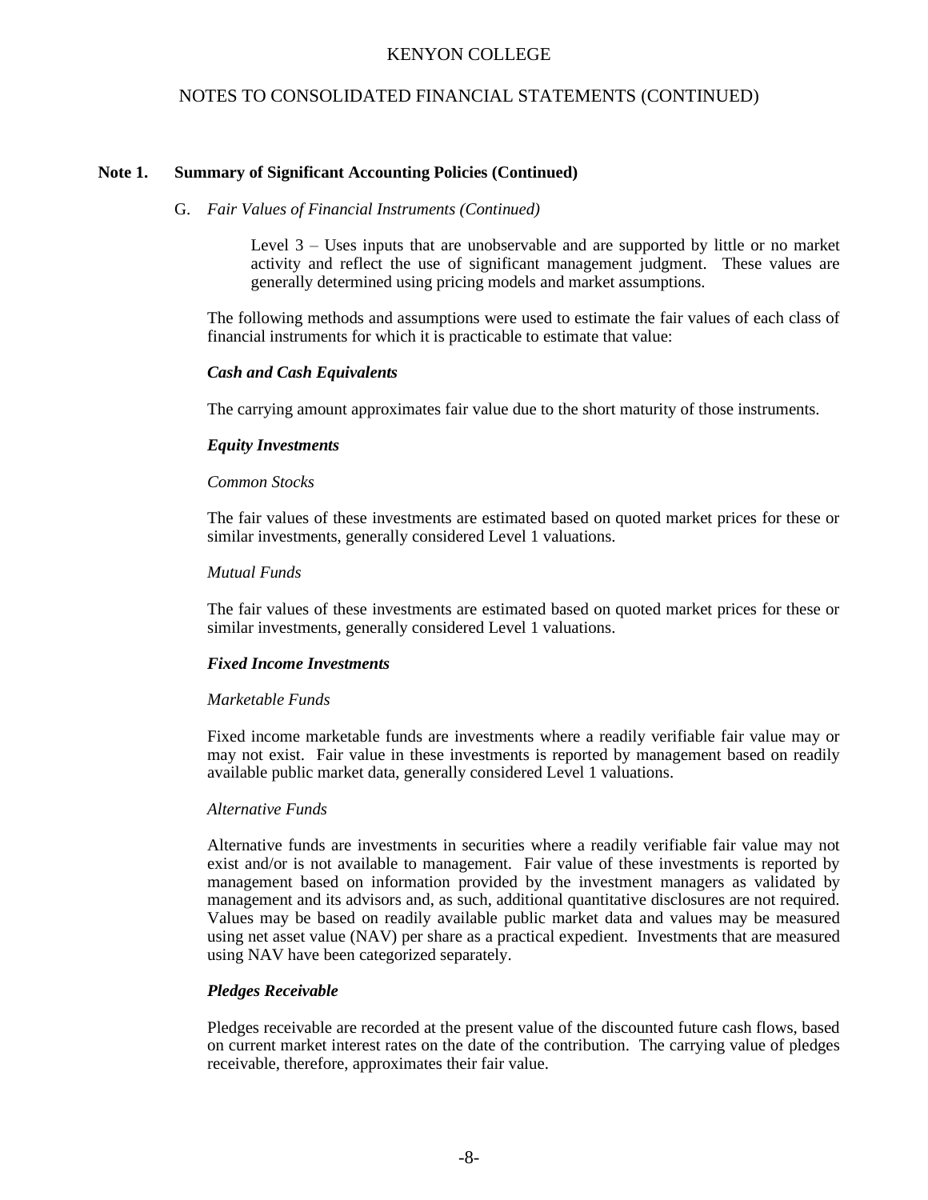## Note 1. Summary of Significant Accounting Policies (Continued)

G. *Fair Values of Financial Instruments (Continued)*

Level 3 – Uses inputs that are unobservable and are supported by little or no market activity and reflect the use of significant management judgment. These values are generally determined using pricing models and market assumptions.

The following methods and assumptions were used to estimate the fair values of each class of financial instruments for which it is practicable to estimate that value:

***Cash and Cash Equivalents***

The carrying amount approximates fair value due to the short maturity of those instruments.

***Equity Investments***

*Common Stocks*

The fair values of these investments are estimated based on quoted market prices for these or similar investments, generally considered Level 1 valuations.

*Mutual Funds*

The fair values of these investments are estimated based on quoted market prices for these or similar investments, generally considered Level 1 valuations.

***Fixed Income Investments***

*Marketable Funds*

Fixed income marketable funds are investments where a readily verifiable fair value may or may not exist. Fair value in these investments is reported by management based on readily available public market data, generally considered Level 1 valuations.

*Alternative Funds*

Alternative funds are investments in securities where a readily verifiable fair value may not exist and/or is not available to management. Fair value of these investments is reported by management based on information provided by the investment managers as validated by management and its advisors and, as such, additional quantitative disclosures are not required. Values may be based on readily available public market data and values may be measured using net asset value (NAV) per share as a practical expedient. Investments that are measured using NAV have been categorized separately.

***Pledges Receivable***

Pledges receivable are recorded at the present value of the discounted future cash flows, based on current market interest rates on the date of the contribution. The carrying value of pledges receivable, therefore, approximates their fair value.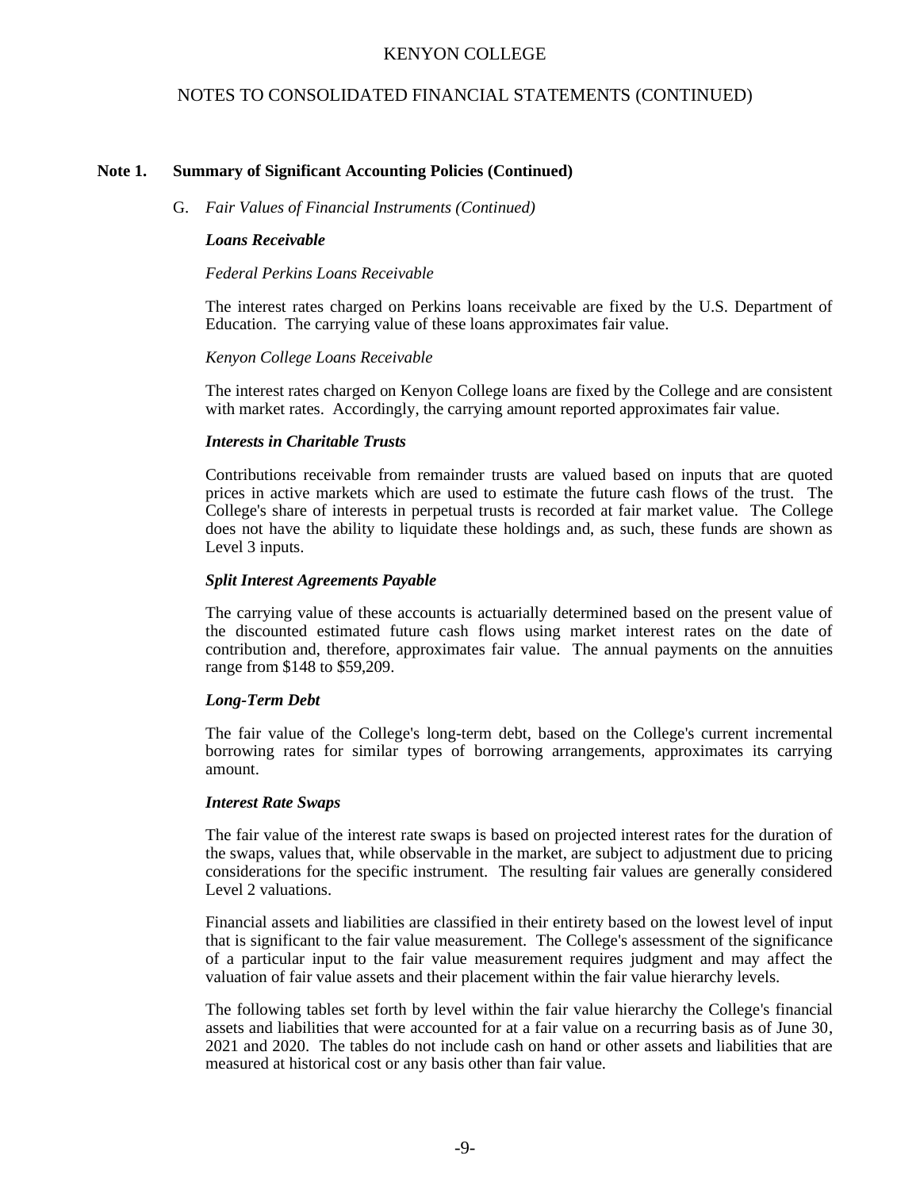## Note 1. Summary of Significant Accounting Policies (Continued)

G. *Fair Values of Financial Instruments (Continued)*

***Loans Receivable***

*Federal Perkins Loans Receivable*

The interest rates charged on Perkins loans receivable are fixed by the U.S. Department of Education. The carrying value of these loans approximates fair value.

*Kenyon College Loans Receivable*

The interest rates charged on Kenyon College loans are fixed by the College and are consistent with market rates. Accordingly, the carrying amount reported approximates fair value.

***Interests in Charitable Trusts***

Contributions receivable from remainder trusts are valued based on inputs that are quoted prices in active markets which are used to estimate the future cash flows of the trust. The College's share of interests in perpetual trusts is recorded at fair market value. The College does not have the ability to liquidate these holdings and, as such, these funds are shown as Level 3 inputs.

***Split Interest Agreements Payable***

The carrying value of these accounts is actuarially determined based on the present value of the discounted estimated future cash flows using market interest rates on the date of contribution and, therefore, approximates fair value. The annual payments on the annuities range from $148 to $59,209.

***Long-Term Debt***

The fair value of the College's long-term debt, based on the College's current incremental borrowing rates for similar types of borrowing arrangements, approximates its carrying amount.

***Interest Rate Swaps***

The fair value of the interest rate swaps is based on projected interest rates for the duration of the swaps, values that, while observable in the market, are subject to adjustment due to pricing considerations for the specific instrument. The resulting fair values are generally considered Level 2 valuations.

Financial assets and liabilities are classified in their entirety based on the lowest level of input that is significant to the fair value measurement. The College's assessment of the significance of a particular input to the fair value measurement requires judgment and may affect the valuation of fair value assets and their placement within the fair value hierarchy levels.

The following tables set forth by level within the fair value hierarchy the College's financial assets and liabilities that were accounted for at a fair value on a recurring basis as of June 30, 2021 and 2020. The tables do not include cash on hand or other assets and liabilities that are measured at historical cost or any basis other than fair value.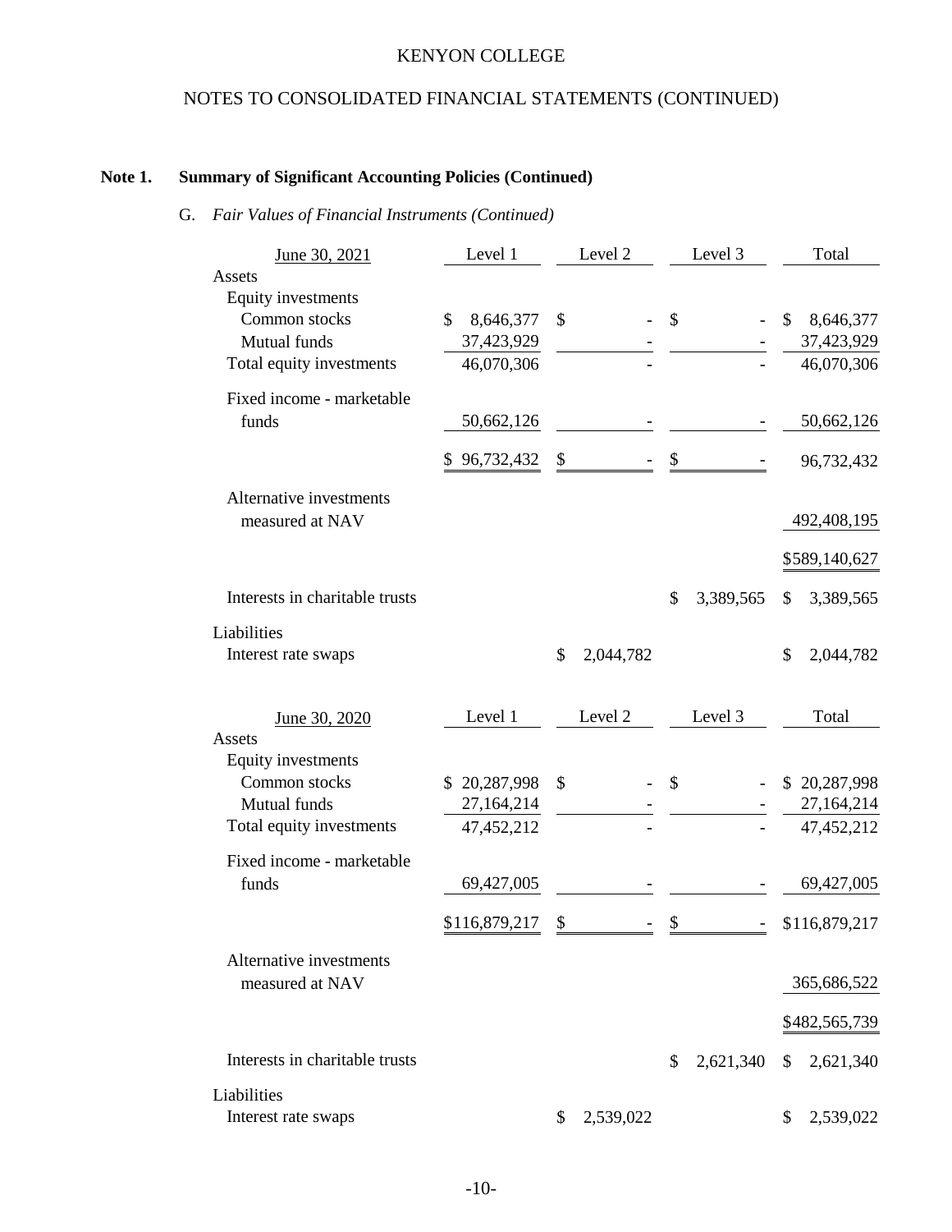KENYON COLLEGE

NOTES TO CONSOLIDATED FINANCIAL STATEMENTS (CONTINUED)

## Note 1. Summary of Significant Accounting Policies (Continued)

### G. *Fair Values of Financial Instruments (Continued)*

| June 30, 2021 | Level 1 | Level 2 | Level 3 | Total |
|---|---|---|---|---|
| Assets | | | | |
| Equity investments | | | | |
| Common stocks | $ 8,646,377 | $ - | $ - | $ 8,646,377 |
| Mutual funds | 37,423,929 | - | - | 37,423,929 |
| Total equity investments | 46,070,306 | - | - | 46,070,306 |
| Fixed income - marketable funds | 50,662,126 | - | - | 50,662,126 |
| | $ 96,732,432 | $ - | $ - | 96,732,432 |
| Alternative investments measured at NAV | | | | 492,408,195 |
| | | | | $589,140,627 |
| Interests in charitable trusts | | | $ 3,389,565 | $ 3,389,565 |
| Liabilities | | | | |
| Interest rate swaps | | $ 2,044,782 | | $ 2,044,782 |

| June 30, 2020 | Level 1 | Level 2 | Level 3 | Total |
|---|---|---|---|---|
| Assets | | | | |
| Equity investments | | | | |
| Common stocks | $ 20,287,998 | $ - | $ - | $ 20,287,998 |
| Mutual funds | 27,164,214 | - | - | 27,164,214 |
| Total equity investments | 47,452,212 | - | - | 47,452,212 |
| Fixed income - marketable funds | 69,427,005 | - | - | 69,427,005 |
| | $116,879,217 | $ - | $ - | $116,879,217 |
| Alternative investments measured at NAV | | | | 365,686,522 |
| | | | | $482,565,739 |
| Interests in charitable trusts | | | $ 2,621,340 | $ 2,621,340 |
| Liabilities | | | | |
| Interest rate swaps | | $ 2,539,022 | | $ 2,539,022 |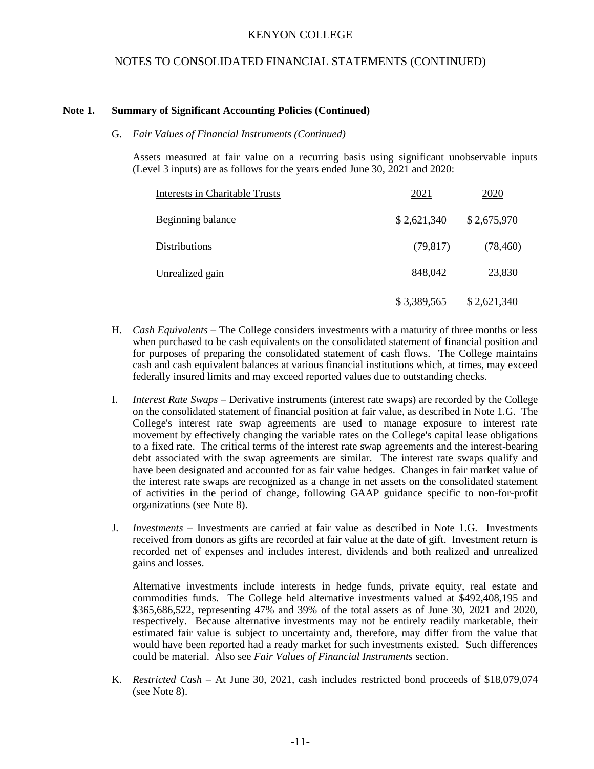### Note 1. Summary of Significant Accounting Policies (Continued)

G. *Fair Values of Financial Instruments (Continued)*

Assets measured at fair value on a recurring basis using significant unobservable inputs (Level 3 inputs) are as follows for the years ended June 30, 2021 and 2020:

| Interests in Charitable Trusts | 2021 | 2020 |
|---|---|---|
| Beginning balance | $ 2,621,340 | $ 2,675,970 |
| Distributions | (79,817) | (78,460) |
| Unrealized gain | 848,042 | 23,830 |
| | $ 3,389,565 | $ 2,621,340 |

H. *Cash Equivalents* – The College considers investments with a maturity of three months or less when purchased to be cash equivalents on the consolidated statement of financial position and for purposes of preparing the consolidated statement of cash flows. The College maintains cash and cash equivalent balances at various financial institutions which, at times, may exceed federally insured limits and may exceed reported values due to outstanding checks.

I. *Interest Rate Swaps* – Derivative instruments (interest rate swaps) are recorded by the College on the consolidated statement of financial position at fair value, as described in Note 1.G. The College's interest rate swap agreements are used to manage exposure to interest rate movement by effectively changing the variable rates on the College's capital lease obligations to a fixed rate. The critical terms of the interest rate swap agreements and the interest-bearing debt associated with the swap agreements are similar. The interest rate swaps qualify and have been designated and accounted for as fair value hedges. Changes in fair market value of the interest rate swaps are recognized as a change in net assets on the consolidated statement of activities in the period of change, following GAAP guidance specific to non-for-profit organizations (see Note 8).

J. *Investments* – Investments are carried at fair value as described in Note 1.G. Investments received from donors as gifts are recorded at fair value at the date of gift. Investment return is recorded net of expenses and includes interest, dividends and both realized and unrealized gains and losses.

Alternative investments include interests in hedge funds, private equity, real estate and commodities funds. The College held alternative investments valued at $492,408,195 and $365,686,522, representing 47% and 39% of the total assets as of June 30, 2021 and 2020, respectively. Because alternative investments may not be entirely readily marketable, their estimated fair value is subject to uncertainty and, therefore, may differ from the value that would have been reported had a ready market for such investments existed. Such differences could be material. Also see *Fair Values of Financial Instruments* section.

K. *Restricted Cash* – At June 30, 2021, cash includes restricted bond proceeds of $18,079,074 (see Note 8).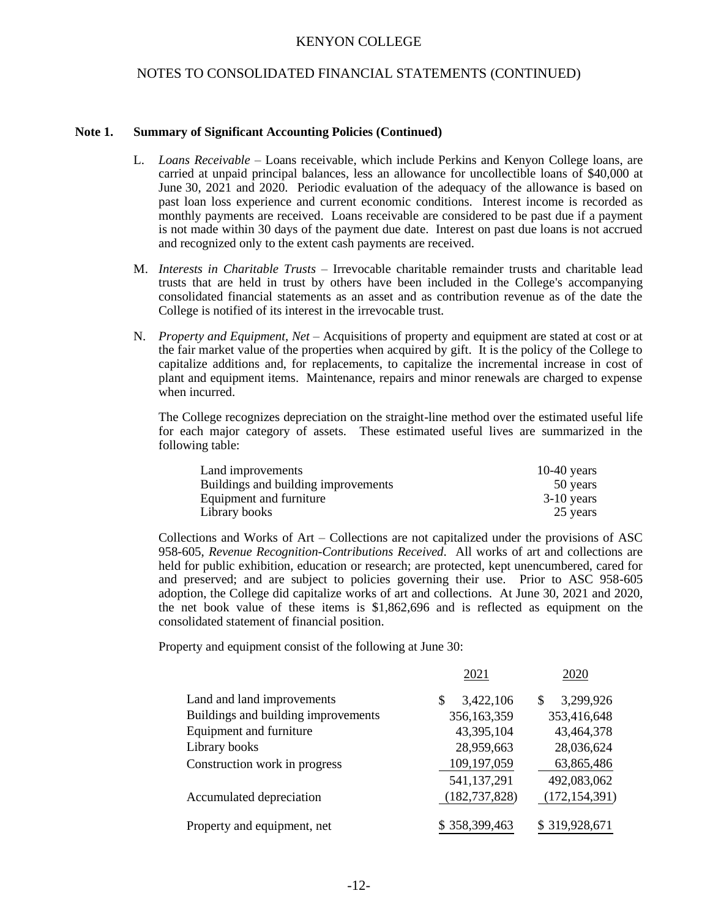## Note 1. Summary of Significant Accounting Policies (Continued)

L. *Loans Receivable* – Loans receivable, which include Perkins and Kenyon College loans, are carried at unpaid principal balances, less an allowance for uncollectible loans of $40,000 at June 30, 2021 and 2020. Periodic evaluation of the adequacy of the allowance is based on past loan loss experience and current economic conditions. Interest income is recorded as monthly payments are received. Loans receivable are considered to be past due if a payment is not made within 30 days of the payment due date. Interest on past due loans is not accrued and recognized only to the extent cash payments are received.

M. *Interests in Charitable Trusts* – Irrevocable charitable remainder trusts and charitable lead trusts that are held in trust by others have been included in the College's accompanying consolidated financial statements as an asset and as contribution revenue as of the date the College is notified of its interest in the irrevocable trust.

N. *Property and Equipment, Net* – Acquisitions of property and equipment are stated at cost or at the fair market value of the properties when acquired by gift. It is the policy of the College to capitalize additions and, for replacements, to capitalize the incremental increase in cost of plant and equipment items. Maintenance, repairs and minor renewals are charged to expense when incurred.

The College recognizes depreciation on the straight-line method over the estimated useful life for each major category of assets. These estimated useful lives are summarized in the following table:

| | |
|---|---|
| Land improvements | 10-40 years |
| Buildings and building improvements | 50 years |
| Equipment and furniture | 3-10 years |
| Library books | 25 years |

Collections and Works of Art – Collections are not capitalized under the provisions of ASC 958-605, *Revenue Recognition-Contributions Received*. All works of art and collections are held for public exhibition, education or research; are protected, kept unencumbered, cared for and preserved; and are subject to policies governing their use. Prior to ASC 958-605 adoption, the College did capitalize works of art and collections. At June 30, 2021 and 2020, the net book value of these items is $1,862,696 and is reflected as equipment on the consolidated statement of financial position.

Property and equipment consist of the following at June 30:

| | 2021 | 2020 |
|---|---|---|
| Land and land improvements | $ 3,422,106 | $ 3,299,926 |
| Buildings and building improvements | 356,163,359 | 353,416,648 |
| Equipment and furniture | 43,395,104 | 43,464,378 |
| Library books | 28,959,663 | 28,036,624 |
| Construction work in progress | 109,197,059 | 63,865,486 |
| | 541,137,291 | 492,083,062 |
| Accumulated depreciation | (182,737,828) | (172,154,391) |
| Property and equipment, net | $ 358,399,463 | $ 319,928,671 |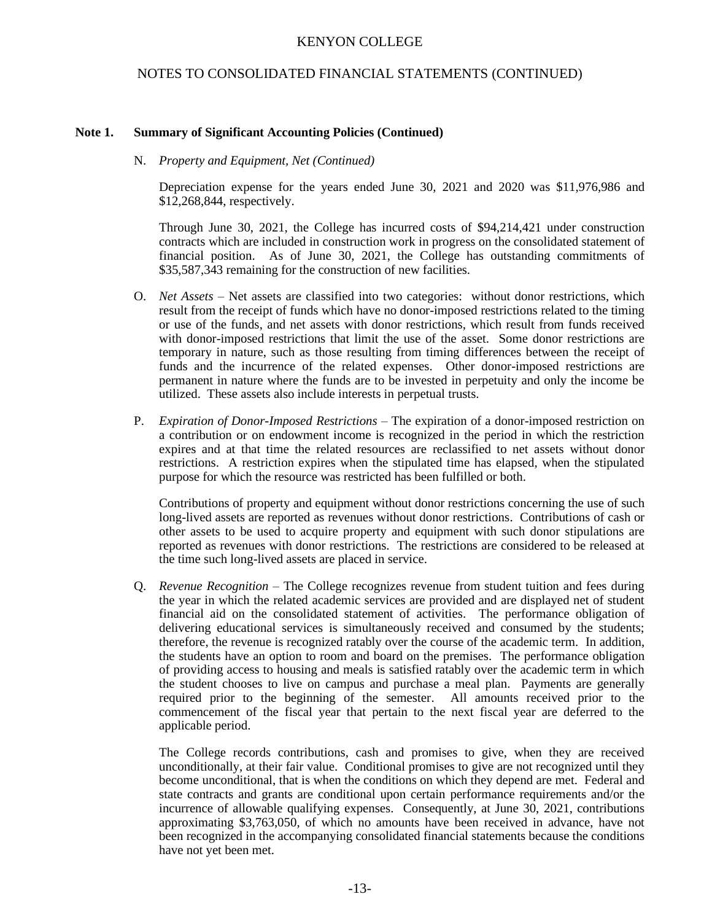# Note 1. Summary of Significant Accounting Policies (Continued)

N. *Property and Equipment, Net (Continued)*

Depreciation expense for the years ended June 30, 2021 and 2020 was $11,976,986 and $12,268,844, respectively.

Through June 30, 2021, the College has incurred costs of $94,214,421 under construction contracts which are included in construction work in progress on the consolidated statement of financial position. As of June 30, 2021, the College has outstanding commitments of $35,587,343 remaining for the construction of new facilities.

O. *Net Assets* – Net assets are classified into two categories: without donor restrictions, which result from the receipt of funds which have no donor-imposed restrictions related to the timing or use of the funds, and net assets with donor restrictions, which result from funds received with donor-imposed restrictions that limit the use of the asset. Some donor restrictions are temporary in nature, such as those resulting from timing differences between the receipt of funds and the incurrence of the related expenses. Other donor-imposed restrictions are permanent in nature where the funds are to be invested in perpetuity and only the income be utilized. These assets also include interests in perpetual trusts.

P. *Expiration of Donor-Imposed Restrictions* – The expiration of a donor-imposed restriction on a contribution or on endowment income is recognized in the period in which the restriction expires and at that time the related resources are reclassified to net assets without donor restrictions. A restriction expires when the stipulated time has elapsed, when the stipulated purpose for which the resource was restricted has been fulfilled or both.

Contributions of property and equipment without donor restrictions concerning the use of such long-lived assets are reported as revenues without donor restrictions. Contributions of cash or other assets to be used to acquire property and equipment with such donor stipulations are reported as revenues with donor restrictions. The restrictions are considered to be released at the time such long-lived assets are placed in service.

Q. *Revenue Recognition* – The College recognizes revenue from student tuition and fees during the year in which the related academic services are provided and are displayed net of student financial aid on the consolidated statement of activities. The performance obligation of delivering educational services is simultaneously received and consumed by the students; therefore, the revenue is recognized ratably over the course of the academic term. In addition, the students have an option to room and board on the premises. The performance obligation of providing access to housing and meals is satisfied ratably over the academic term in which the student chooses to live on campus and purchase a meal plan. Payments are generally required prior to the beginning of the semester. All amounts received prior to the commencement of the fiscal year that pertain to the next fiscal year are deferred to the applicable period.

The College records contributions, cash and promises to give, when they are received unconditionally, at their fair value. Conditional promises to give are not recognized until they become unconditional, that is when the conditions on which they depend are met. Federal and state contracts and grants are conditional upon certain performance requirements and/or the incurrence of allowable qualifying expenses. Consequently, at June 30, 2021, contributions approximating $3,763,050, of which no amounts have been received in advance, have not been recognized in the accompanying consolidated financial statements because the conditions have not yet been met.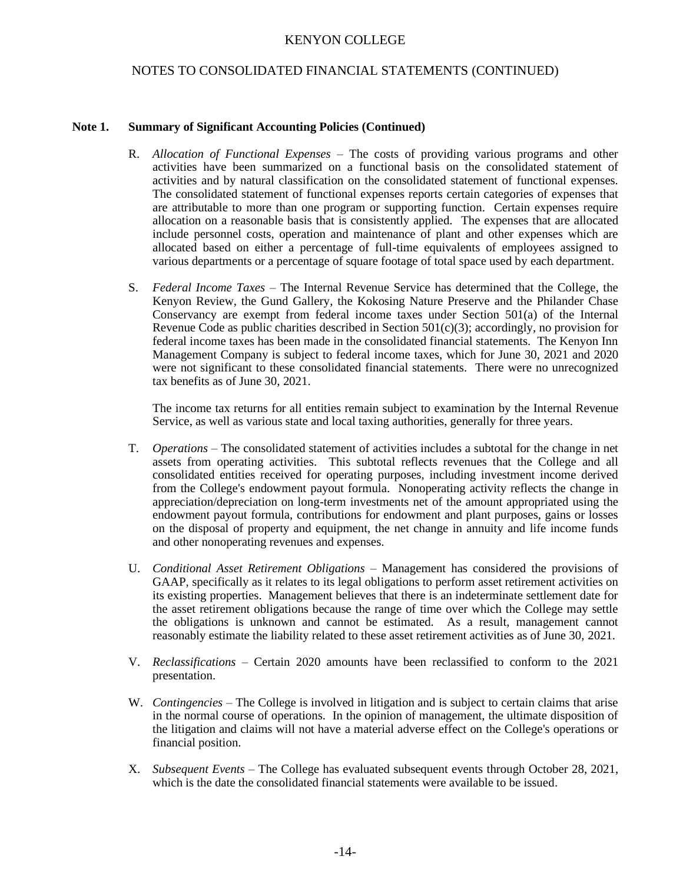## Note 1. Summary of Significant Accounting Policies (Continued)

R. *Allocation of Functional Expenses* – The costs of providing various programs and other activities have been summarized on a functional basis on the consolidated statement of activities and by natural classification on the consolidated statement of functional expenses. The consolidated statement of functional expenses reports certain categories of expenses that are attributable to more than one program or supporting function. Certain expenses require allocation on a reasonable basis that is consistently applied. The expenses that are allocated include personnel costs, operation and maintenance of plant and other expenses which are allocated based on either a percentage of full-time equivalents of employees assigned to various departments or a percentage of square footage of total space used by each department.

S. *Federal Income Taxes* – The Internal Revenue Service has determined that the College, the Kenyon Review, the Gund Gallery, the Kokosing Nature Preserve and the Philander Chase Conservancy are exempt from federal income taxes under Section 501(a) of the Internal Revenue Code as public charities described in Section 501(c)(3); accordingly, no provision for federal income taxes has been made in the consolidated financial statements. The Kenyon Inn Management Company is subject to federal income taxes, which for June 30, 2021 and 2020 were not significant to these consolidated financial statements. There were no unrecognized tax benefits as of June 30, 2021.

The income tax returns for all entities remain subject to examination by the Internal Revenue Service, as well as various state and local taxing authorities, generally for three years.

T. *Operations* – The consolidated statement of activities includes a subtotal for the change in net assets from operating activities. This subtotal reflects revenues that the College and all consolidated entities received for operating purposes, including investment income derived from the College's endowment payout formula. Nonoperating activity reflects the change in appreciation/depreciation on long-term investments net of the amount appropriated using the endowment payout formula, contributions for endowment and plant purposes, gains or losses on the disposal of property and equipment, the net change in annuity and life income funds and other nonoperating revenues and expenses.

U. *Conditional Asset Retirement Obligations* – Management has considered the provisions of GAAP, specifically as it relates to its legal obligations to perform asset retirement activities on its existing properties. Management believes that there is an indeterminate settlement date for the asset retirement obligations because the range of time over which the College may settle the obligations is unknown and cannot be estimated. As a result, management cannot reasonably estimate the liability related to these asset retirement activities as of June 30, 2021.

V. *Reclassifications* – Certain 2020 amounts have been reclassified to conform to the 2021 presentation.

W. *Contingencies* – The College is involved in litigation and is subject to certain claims that arise in the normal course of operations. In the opinion of management, the ultimate disposition of the litigation and claims will not have a material adverse effect on the College's operations or financial position.

X. *Subsequent Events* – The College has evaluated subsequent events through October 28, 2021, which is the date the consolidated financial statements were available to be issued.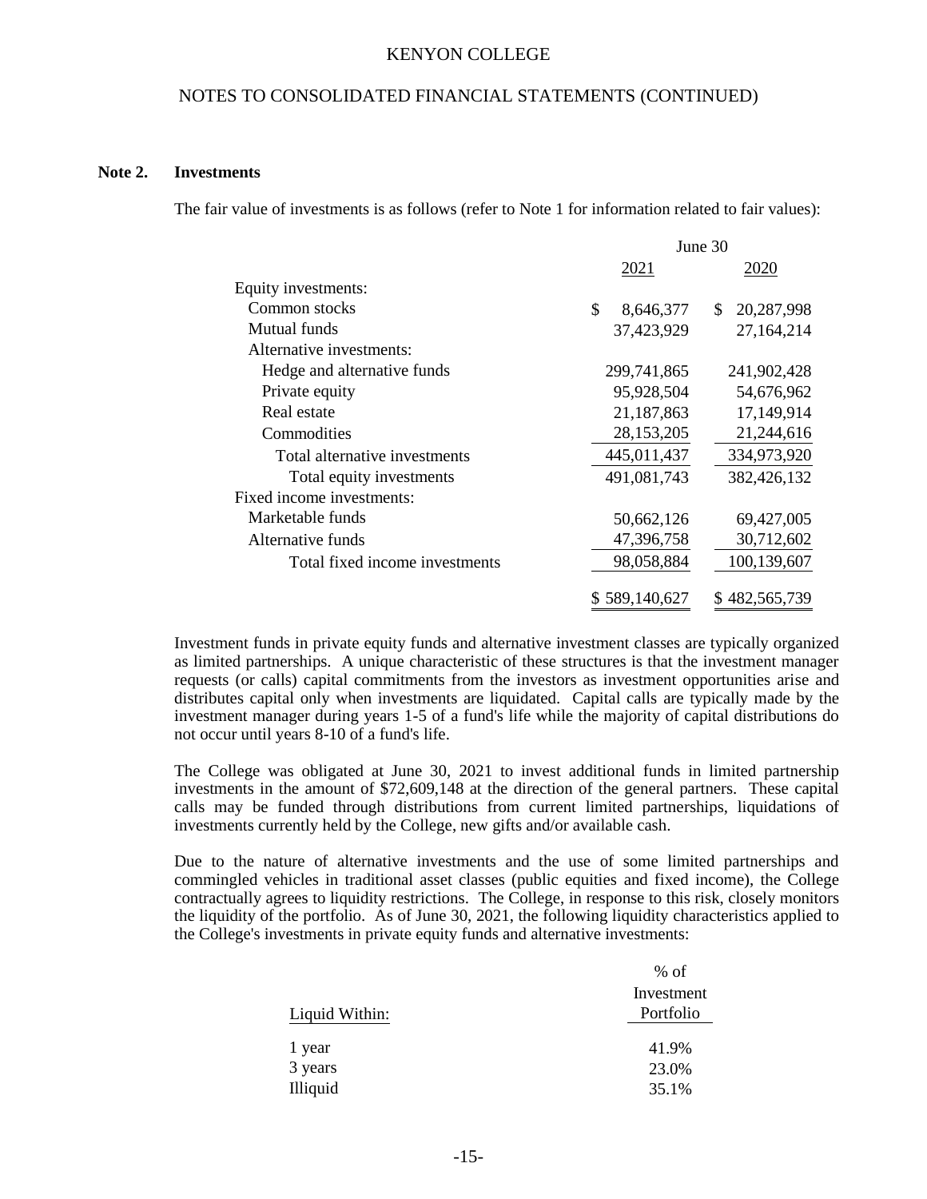## Note 2. Investments

The fair value of investments is as follows (refer to Note 1 for information related to fair values):

| | June 30 | |
|---|---|---|
| | 2021 | 2020 |
| Equity investments: | | |
| Common stocks | $ 8,646,377 | $ 20,287,998 |
| Mutual funds | 37,423,929 | 27,164,214 |
| Alternative investments: | | |
| Hedge and alternative funds | 299,741,865 | 241,902,428 |
| Private equity | 95,928,504 | 54,676,962 |
| Real estate | 21,187,863 | 17,149,914 |
| Commodities | 28,153,205 | 21,244,616 |
| Total alternative investments | 445,011,437 | 334,973,920 |
| Total equity investments | 491,081,743 | 382,426,132 |
| Fixed income investments: | | |
| Marketable funds | 50,662,126 | 69,427,005 |
| Alternative funds | 47,396,758 | 30,712,602 |
| Total fixed income investments | 98,058,884 | 100,139,607 |
| | $ 589,140,627 | $ 482,565,739 |

Investment funds in private equity funds and alternative investment classes are typically organized as limited partnerships. A unique characteristic of these structures is that the investment manager requests (or calls) capital commitments from the investors as investment opportunities arise and distributes capital only when investments are liquidated. Capital calls are typically made by the investment manager during years 1-5 of a fund's life while the majority of capital distributions do not occur until years 8-10 of a fund's life.

The College was obligated at June 30, 2021 to invest additional funds in limited partnership investments in the amount of $72,609,148 at the direction of the general partners. These capital calls may be funded through distributions from current limited partnerships, liquidations of investments currently held by the College, new gifts and/or available cash.

Due to the nature of alternative investments and the use of some limited partnerships and commingled vehicles in traditional asset classes (public equities and fixed income), the College contractually agrees to liquidity restrictions. The College, in response to this risk, closely monitors the liquidity of the portfolio. As of June 30, 2021, the following liquidity characteristics applied to the College's investments in private equity funds and alternative investments:

| Liquid Within: | % of Investment Portfolio |
|---|---|
| 1 year | 41.9% |
| 3 years | 23.0% |
| Illiquid | 35.1% |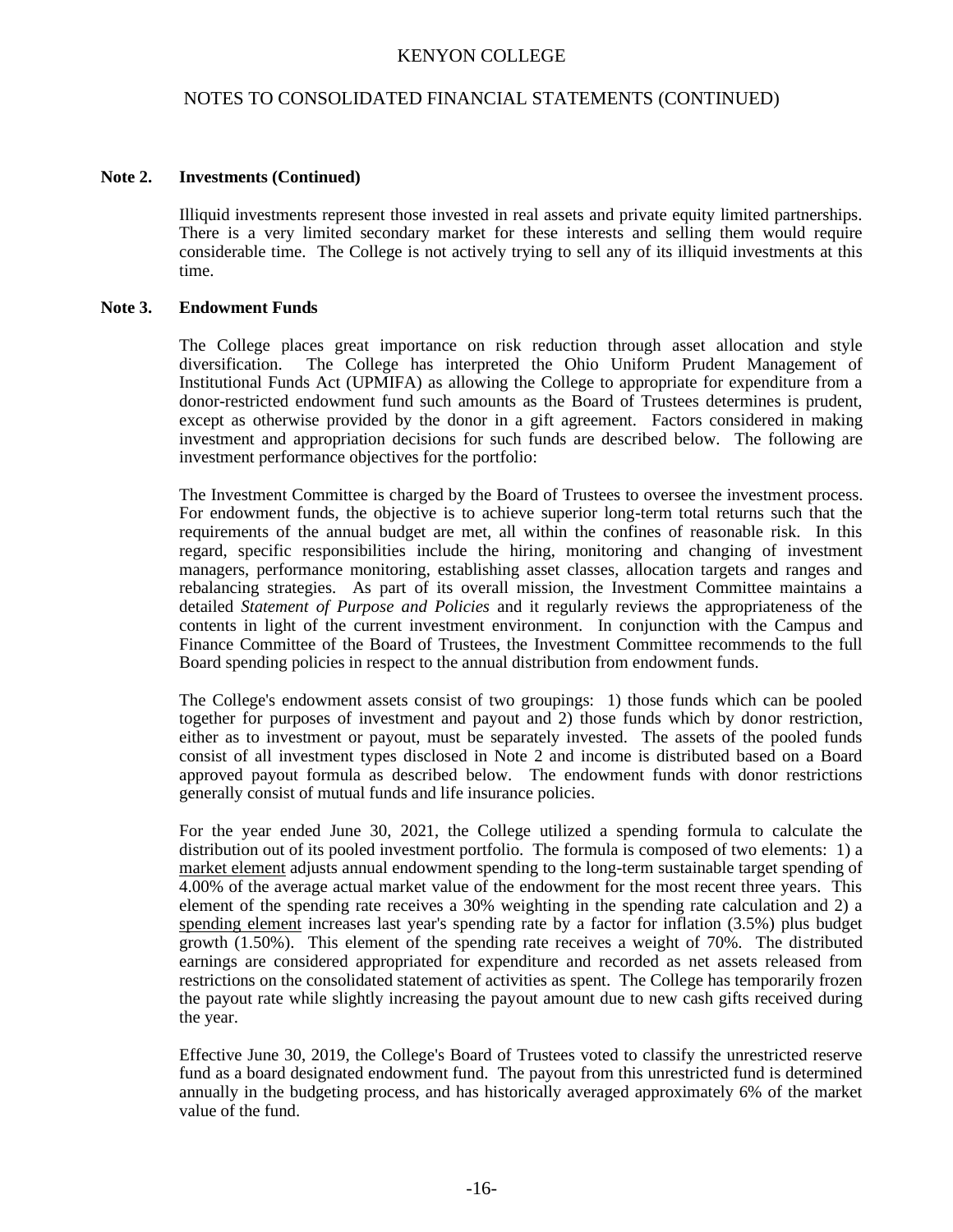### Note 2. Investments (Continued)

Illiquid investments represent those invested in real assets and private equity limited partnerships. There is a very limited secondary market for these interests and selling them would require considerable time. The College is not actively trying to sell any of its illiquid investments at this time.

### Note 3. Endowment Funds

The College places great importance on risk reduction through asset allocation and style diversification. The College has interpreted the Ohio Uniform Prudent Management of Institutional Funds Act (UPMIFA) as allowing the College to appropriate for expenditure from a donor-restricted endowment fund such amounts as the Board of Trustees determines is prudent, except as otherwise provided by the donor in a gift agreement. Factors considered in making investment and appropriation decisions for such funds are described below. The following are investment performance objectives for the portfolio:

The Investment Committee is charged by the Board of Trustees to oversee the investment process. For endowment funds, the objective is to achieve superior long-term total returns such that the requirements of the annual budget are met, all within the confines of reasonable risk. In this regard, specific responsibilities include the hiring, monitoring and changing of investment managers, performance monitoring, establishing asset classes, allocation targets and ranges and rebalancing strategies. As part of its overall mission, the Investment Committee maintains a detailed *Statement of Purpose and Policies* and it regularly reviews the appropriateness of the contents in light of the current investment environment. In conjunction with the Campus and Finance Committee of the Board of Trustees, the Investment Committee recommends to the full Board spending policies in respect to the annual distribution from endowment funds.

The College's endowment assets consist of two groupings: 1) those funds which can be pooled together for purposes of investment and payout and 2) those funds which by donor restriction, either as to investment or payout, must be separately invested. The assets of the pooled funds consist of all investment types disclosed in Note 2 and income is distributed based on a Board approved payout formula as described below. The endowment funds with donor restrictions generally consist of mutual funds and life insurance policies.

For the year ended June 30, 2021, the College utilized a spending formula to calculate the distribution out of its pooled investment portfolio. The formula is composed of two elements: 1) a market element adjusts annual endowment spending to the long-term sustainable target spending of 4.00% of the average actual market value of the endowment for the most recent three years. This element of the spending rate receives a 30% weighting in the spending rate calculation and 2) a spending element increases last year's spending rate by a factor for inflation (3.5%) plus budget growth (1.50%). This element of the spending rate receives a weight of 70%. The distributed earnings are considered appropriated for expenditure and recorded as net assets released from restrictions on the consolidated statement of activities as spent. The College has temporarily frozen the payout rate while slightly increasing the payout amount due to new cash gifts received during the year.

Effective June 30, 2019, the College's Board of Trustees voted to classify the unrestricted reserve fund as a board designated endowment fund. The payout from this unrestricted fund is determined annually in the budgeting process, and has historically averaged approximately 6% of the market value of the fund.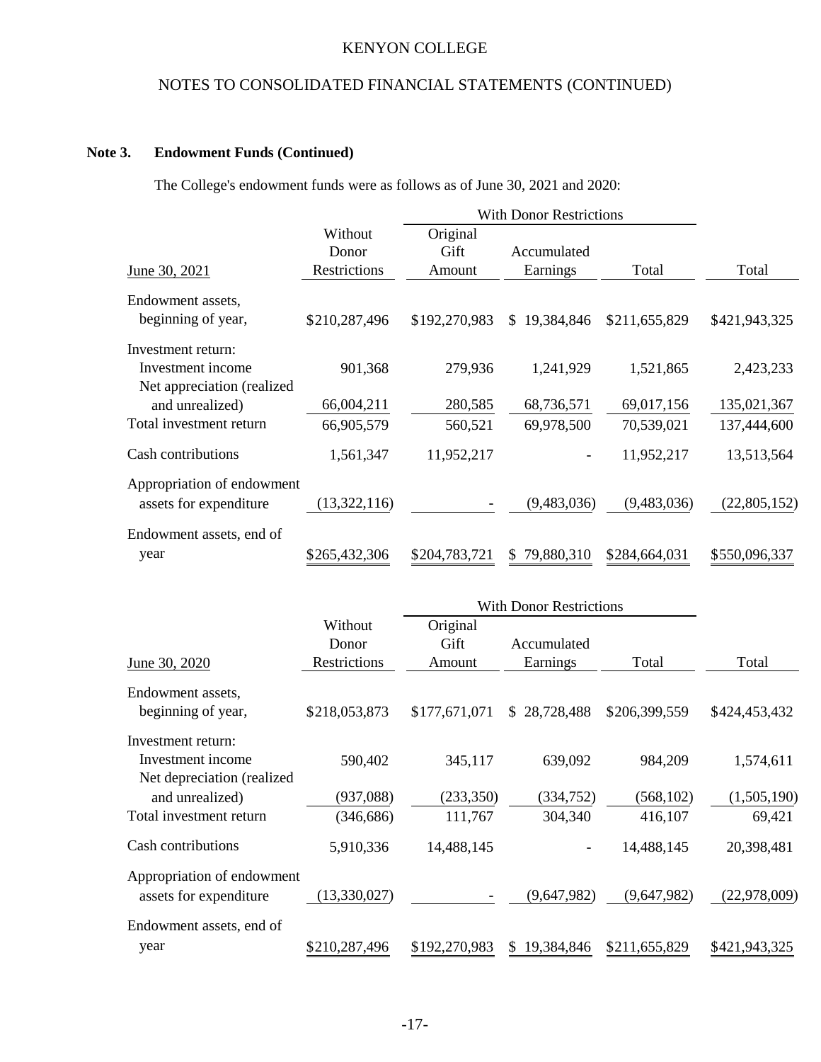**Note 3. Endowment Funds (Continued)**

The College's endowment funds were as follows as of June 30, 2021 and 2020:

| June 30, 2021 | Without Donor Restrictions | With Donor Restrictions Original Gift Amount | Accumulated Earnings | Total | Total |
|---|---|---|---|---|---|
| Endowment assets, beginning of year, | $210,287,496 | $192,270,983 | $ 19,384,846 | $211,655,829 | $421,943,325 |
| Investment return: | | | | | |
| Investment income | 901,368 | 279,936 | 1,241,929 | 1,521,865 | 2,423,233 |
| Net appreciation (realized and unrealized) | 66,004,211 | 280,585 | 68,736,571 | 69,017,156 | 135,021,367 |
| Total investment return | 66,905,579 | 560,521 | 69,978,500 | 70,539,021 | 137,444,600 |
| Cash contributions | 1,561,347 | 11,952,217 | - | 11,952,217 | 13,513,564 |
| Appropriation of endowment assets for expenditure | (13,322,116) | - | (9,483,036) | (9,483,036) | (22,805,152) |
| Endowment assets, end of year | $265,432,306 | $204,783,721 | $ 79,880,310 | $284,664,031 | $550,096,337 |

| June 30, 2020 | Without Donor Restrictions | With Donor Restrictions Original Gift Amount | Accumulated Earnings | Total | Total |
|---|---|---|---|---|---|
| Endowment assets, beginning of year, | $218,053,873 | $177,671,071 | $ 28,728,488 | $206,399,559 | $424,453,432 |
| Investment return: | | | | | |
| Investment income | 590,402 | 345,117 | 639,092 | 984,209 | 1,574,611 |
| Net depreciation (realized and unrealized) | (937,088) | (233,350) | (334,752) | (568,102) | (1,505,190) |
| Total investment return | (346,686) | 111,767 | 304,340 | 416,107 | 69,421 |
| Cash contributions | 5,910,336 | 14,488,145 | - | 14,488,145 | 20,398,481 |
| Appropriation of endowment assets for expenditure | (13,330,027) | - | (9,647,982) | (9,647,982) | (22,978,009) |
| Endowment assets, end of year | $210,287,496 | $192,270,983 | $ 19,384,846 | $211,655,829 | $421,943,325 |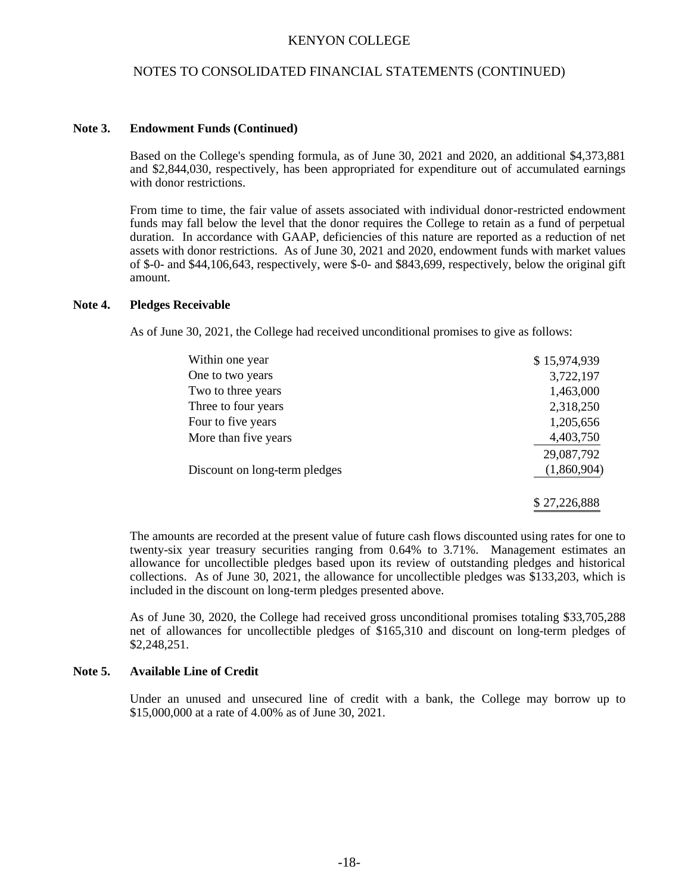### Note 3. Endowment Funds (Continued)

Based on the College's spending formula, as of June 30, 2021 and 2020, an additional $4,373,881 and $2,844,030, respectively, has been appropriated for expenditure out of accumulated earnings with donor restrictions.

From time to time, the fair value of assets associated with individual donor-restricted endowment funds may fall below the level that the donor requires the College to retain as a fund of perpetual duration. In accordance with GAAP, deficiencies of this nature are reported as a reduction of net assets with donor restrictions. As of June 30, 2021 and 2020, endowment funds with market values of $-0- and $44,106,643, respectively, were $-0- and $843,699, respectively, below the original gift amount.

### Note 4. Pledges Receivable

As of June 30, 2021, the College had received unconditional promises to give as follows:

| | |
|---|---|
| Within one year | $ 15,974,939 |
| One to two years | 3,722,197 |
| Two to three years | 1,463,000 |
| Three to four years | 2,318,250 |
| Four to five years | 1,205,656 |
| More than five years | 4,403,750 |
| | 29,087,792 |
| Discount on long-term pledges | (1,860,904) |
| | $ 27,226,888 |

The amounts are recorded at the present value of future cash flows discounted using rates for one to twenty-six year treasury securities ranging from 0.64% to 3.71%. Management estimates an allowance for uncollectible pledges based upon its review of outstanding pledges and historical collections. As of June 30, 2021, the allowance for uncollectible pledges was $133,203, which is included in the discount on long-term pledges presented above.

As of June 30, 2020, the College had received gross unconditional promises totaling $33,705,288 net of allowances for uncollectible pledges of $165,310 and discount on long-term pledges of $2,248,251.

### Note 5. Available Line of Credit

Under an unused and unsecured line of credit with a bank, the College may borrow up to $15,000,000 at a rate of 4.00% as of June 30, 2021.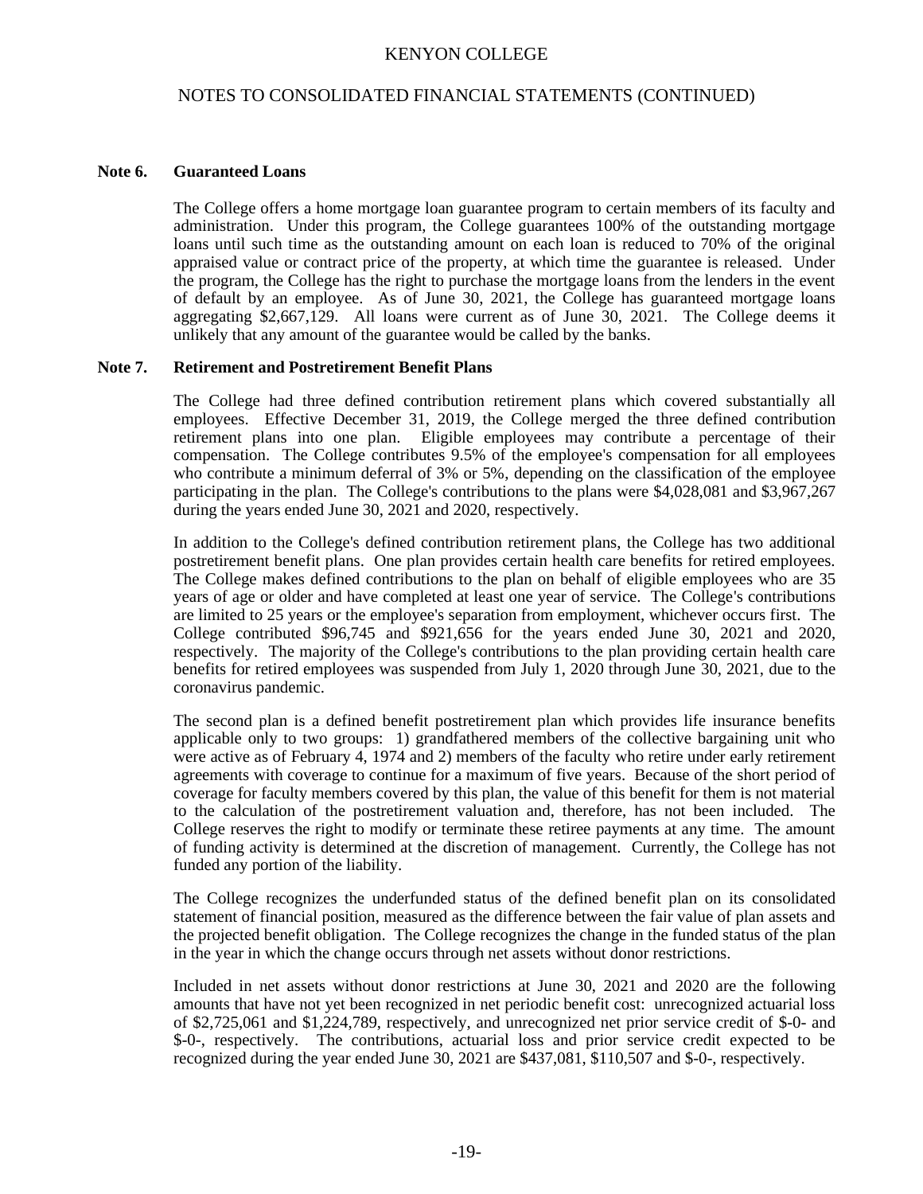## Note 6. Guaranteed Loans

The College offers a home mortgage loan guarantee program to certain members of its faculty and administration. Under this program, the College guarantees 100% of the outstanding mortgage loans until such time as the outstanding amount on each loan is reduced to 70% of the original appraised value or contract price of the property, at which time the guarantee is released. Under the program, the College has the right to purchase the mortgage loans from the lenders in the event of default by an employee. As of June 30, 2021, the College has guaranteed mortgage loans aggregating $2,667,129. All loans were current as of June 30, 2021. The College deems it unlikely that any amount of the guarantee would be called by the banks.

## Note 7. Retirement and Postretirement Benefit Plans

The College had three defined contribution retirement plans which covered substantially all employees. Effective December 31, 2019, the College merged the three defined contribution retirement plans into one plan. Eligible employees may contribute a percentage of their compensation. The College contributes 9.5% of the employee's compensation for all employees who contribute a minimum deferral of 3% or 5%, depending on the classification of the employee participating in the plan. The College's contributions to the plans were $4,028,081 and $3,967,267 during the years ended June 30, 2021 and 2020, respectively.

In addition to the College's defined contribution retirement plans, the College has two additional postretirement benefit plans. One plan provides certain health care benefits for retired employees. The College makes defined contributions to the plan on behalf of eligible employees who are 35 years of age or older and have completed at least one year of service. The College's contributions are limited to 25 years or the employee's separation from employment, whichever occurs first. The College contributed $96,745 and $921,656 for the years ended June 30, 2021 and 2020, respectively. The majority of the College's contributions to the plan providing certain health care benefits for retired employees was suspended from July 1, 2020 through June 30, 2021, due to the coronavirus pandemic.

The second plan is a defined benefit postretirement plan which provides life insurance benefits applicable only to two groups: 1) grandfathered members of the collective bargaining unit who were active as of February 4, 1974 and 2) members of the faculty who retire under early retirement agreements with coverage to continue for a maximum of five years. Because of the short period of coverage for faculty members covered by this plan, the value of this benefit for them is not material to the calculation of the postretirement valuation and, therefore, has not been included. The College reserves the right to modify or terminate these retiree payments at any time. The amount of funding activity is determined at the discretion of management. Currently, the College has not funded any portion of the liability.

The College recognizes the underfunded status of the defined benefit plan on its consolidated statement of financial position, measured as the difference between the fair value of plan assets and the projected benefit obligation. The College recognizes the change in the funded status of the plan in the year in which the change occurs through net assets without donor restrictions.

Included in net assets without donor restrictions at June 30, 2021 and 2020 are the following amounts that have not yet been recognized in net periodic benefit cost: unrecognized actuarial loss of $2,725,061 and $1,224,789, respectively, and unrecognized net prior service credit of $-0- and $-0-, respectively. The contributions, actuarial loss and prior service credit expected to be recognized during the year ended June 30, 2021 are $437,081, $110,507 and $-0-, respectively.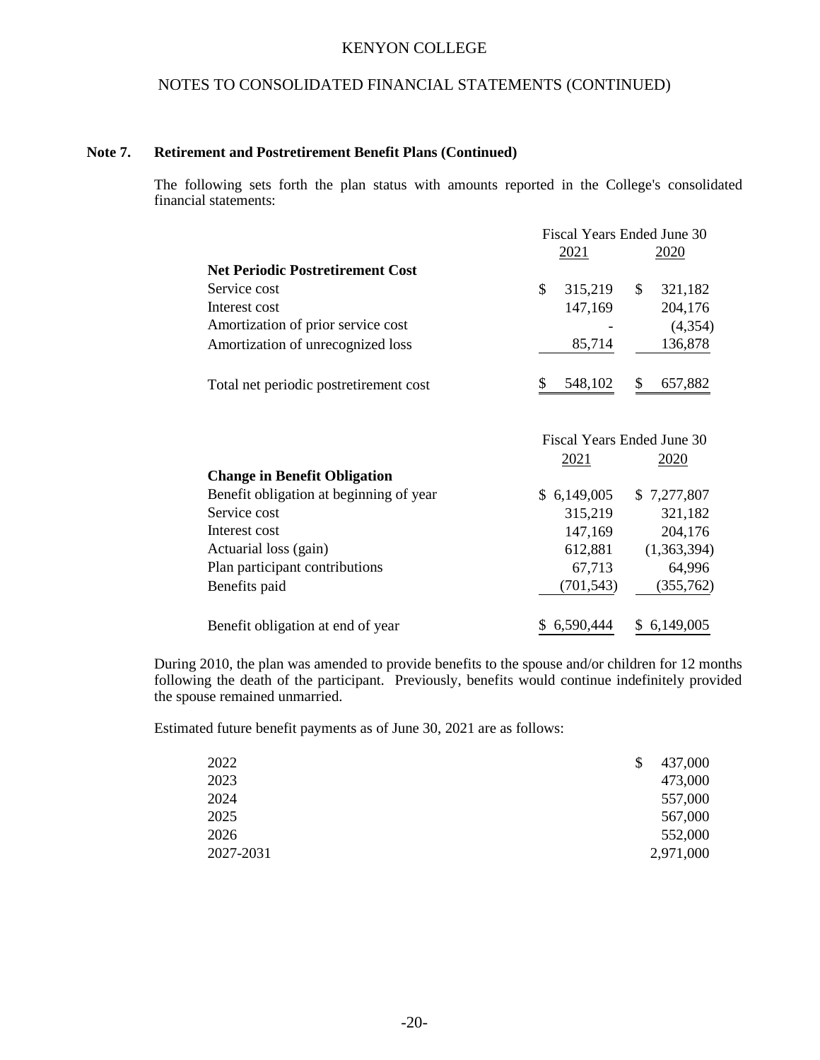### Note 7. Retirement and Postretirement Benefit Plans (Continued)

The following sets forth the plan status with amounts reported in the College's consolidated financial statements:

| | Fiscal Years Ended June 30 | |
|---|---|---|
| | 2021 | 2020 |
| **Net Periodic Postretirement Cost** | | |
| Service cost | $ 315,219 | $ 321,182 |
| Interest cost | 147,169 | 204,176 |
| Amortization of prior service cost | - | (4,354) |
| Amortization of unrecognized loss | 85,714 | 136,878 |
| Total net periodic postretirement cost | $ 548,102 | $ 657,882 |

| | Fiscal Years Ended June 30 | |
|---|---|---|
| | 2021 | 2020 |
| **Change in Benefit Obligation** | | |
| Benefit obligation at beginning of year | $ 6,149,005 | $ 7,277,807 |
| Service cost | 315,219 | 321,182 |
| Interest cost | 147,169 | 204,176 |
| Actuarial loss (gain) | 612,881 | (1,363,394) |
| Plan participant contributions | 67,713 | 64,996 |
| Benefits paid | (701,543) | (355,762) |
| Benefit obligation at end of year | $ 6,590,444 | $ 6,149,005 |

During 2010, the plan was amended to provide benefits to the spouse and/or children for 12 months following the death of the participant. Previously, benefits would continue indefinitely provided the spouse remained unmarried.

Estimated future benefit payments as of June 30, 2021 are as follows:

| | |
|---|---|
| 2022 | $ 437,000 |
| 2023 | 473,000 |
| 2024 | 557,000 |
| 2025 | 567,000 |
| 2026 | 552,000 |
| 2027-2031 | 2,971,000 |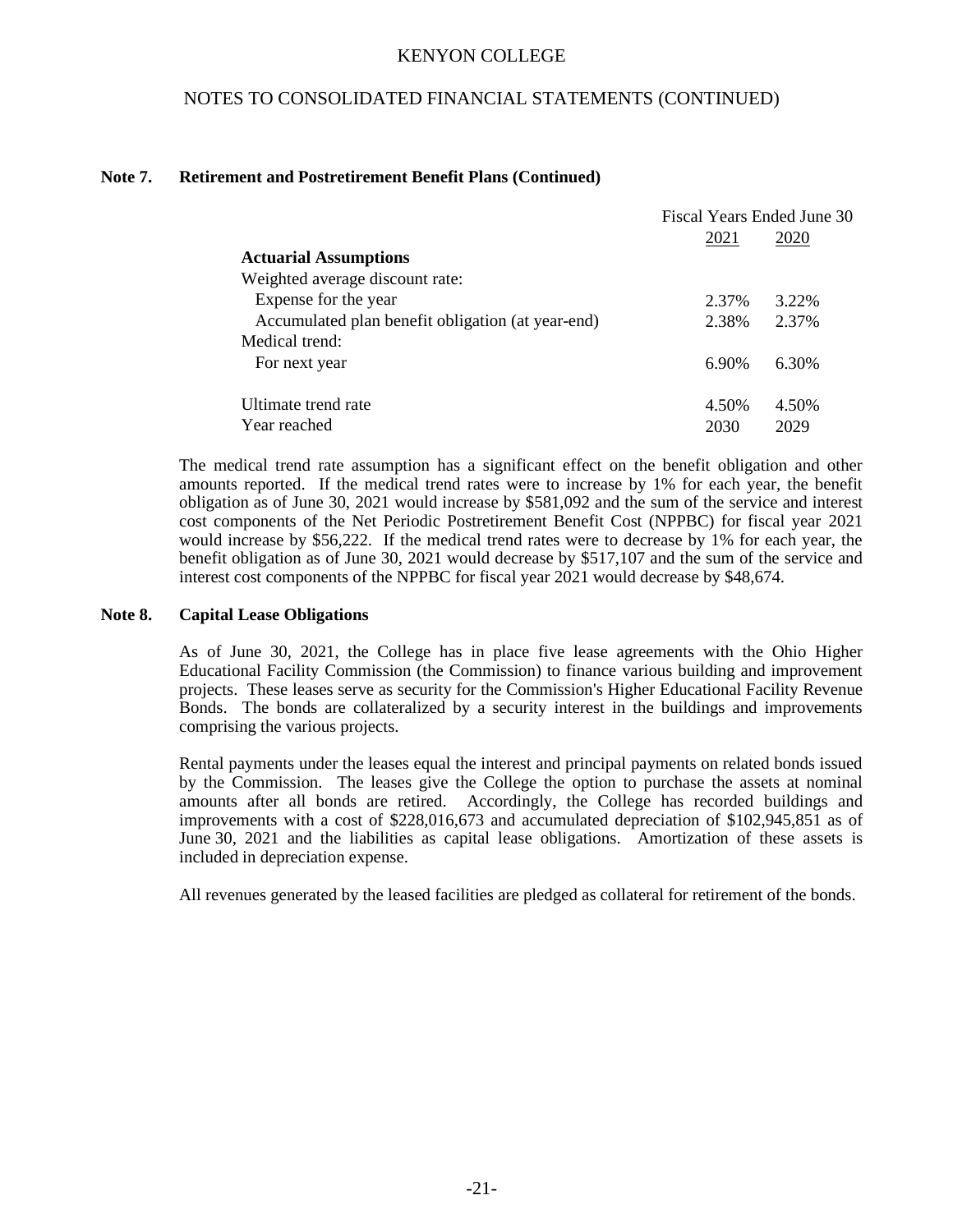## Note 7. Retirement and Postretirement Benefit Plans (Continued)

| | Fiscal Years Ended June 30 | |
|---|---|---|
| | 2021 | 2020 |
| **Actuarial Assumptions** | | |
| Weighted average discount rate: | | |
| Expense for the year | 2.37% | 3.22% |
| Accumulated plan benefit obligation (at year-end) | 2.38% | 2.37% |
| Medical trend: | | |
| For next year | 6.90% | 6.30% |
| Ultimate trend rate | 4.50% | 4.50% |
| Year reached | 2030 | 2029 |

The medical trend rate assumption has a significant effect on the benefit obligation and other amounts reported. If the medical trend rates were to increase by 1% for each year, the benefit obligation as of June 30, 2021 would increase by $581,092 and the sum of the service and interest cost components of the Net Periodic Postretirement Benefit Cost (NPPBC) for fiscal year 2021 would increase by $56,222. If the medical trend rates were to decrease by 1% for each year, the benefit obligation as of June 30, 2021 would decrease by $517,107 and the sum of the service and interest cost components of the NPPBC for fiscal year 2021 would decrease by $48,674.

## Note 8. Capital Lease Obligations

As of June 30, 2021, the College has in place five lease agreements with the Ohio Higher Educational Facility Commission (the Commission) to finance various building and improvement projects. These leases serve as security for the Commission's Higher Educational Facility Revenue Bonds. The bonds are collateralized by a security interest in the buildings and improvements comprising the various projects.

Rental payments under the leases equal the interest and principal payments on related bonds issued by the Commission. The leases give the College the option to purchase the assets at nominal amounts after all bonds are retired. Accordingly, the College has recorded buildings and improvements with a cost of $228,016,673 and accumulated depreciation of $102,945,851 as of June 30, 2021 and the liabilities as capital lease obligations. Amortization of these assets is included in depreciation expense.

All revenues generated by the leased facilities are pledged as collateral for retirement of the bonds.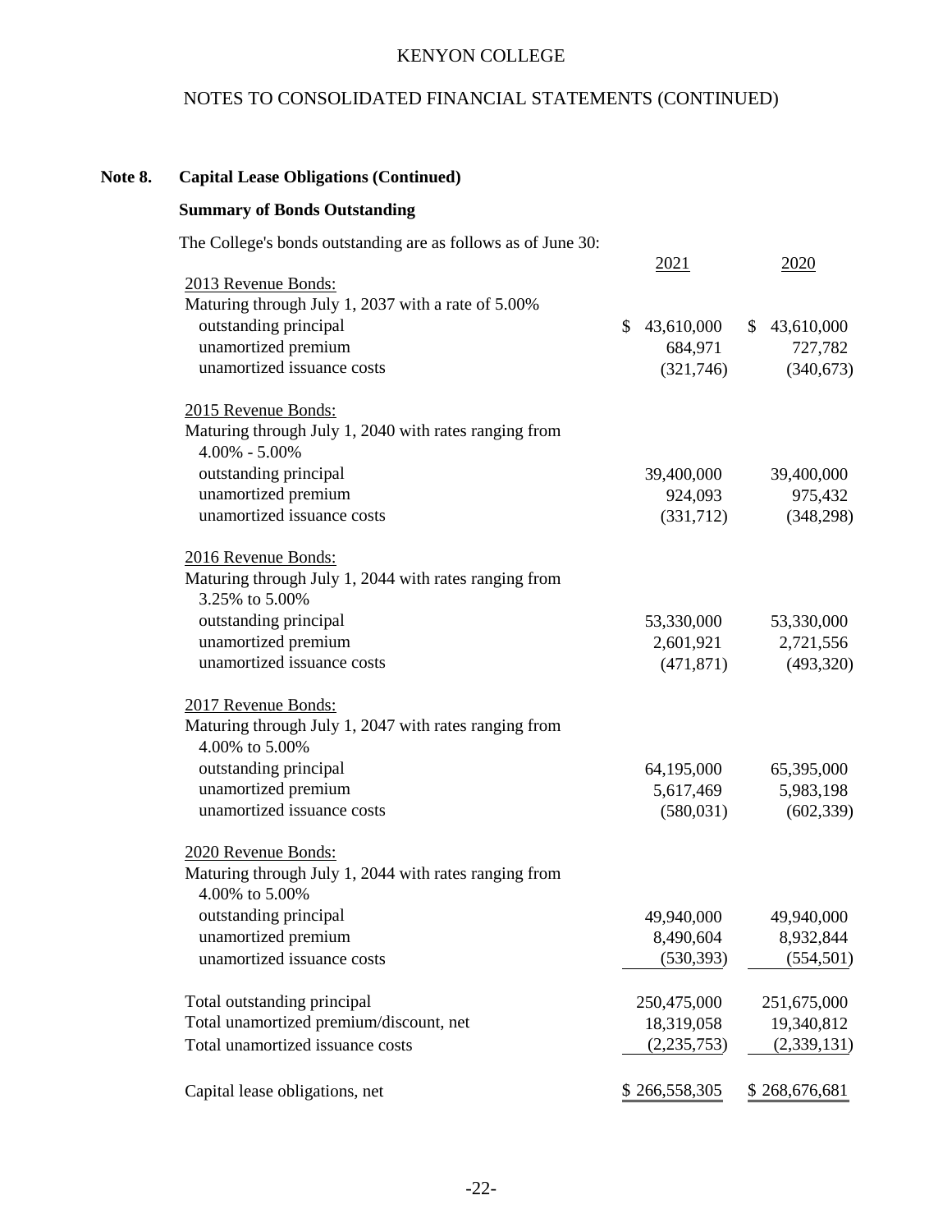KENYON COLLEGE

NOTES TO CONSOLIDATED FINANCIAL STATEMENTS (CONTINUED)

**Note 8. Capital Lease Obligations (Continued)**

**Summary of Bonds Outstanding**

The College's bonds outstanding are as follows as of June 30:

| | 2021 | 2020 |
|---|---|---|
| 2013 Revenue Bonds: | | |
| Maturing through July 1, 2037 with a rate of 5.00% | | |
| outstanding principal | $ 43,610,000 | $ 43,610,000 |
| unamortized premium | 684,971 | 727,782 |
| unamortized issuance costs | (321,746) | (340,673) |
| 2015 Revenue Bonds: | | |
| Maturing through July 1, 2040 with rates ranging from 4.00% - 5.00% | | |
| outstanding principal | 39,400,000 | 39,400,000 |
| unamortized premium | 924,093 | 975,432 |
| unamortized issuance costs | (331,712) | (348,298) |
| 2016 Revenue Bonds: | | |
| Maturing through July 1, 2044 with rates ranging from 3.25% to 5.00% | | |
| outstanding principal | 53,330,000 | 53,330,000 |
| unamortized premium | 2,601,921 | 2,721,556 |
| unamortized issuance costs | (471,871) | (493,320) |
| 2017 Revenue Bonds: | | |
| Maturing through July 1, 2047 with rates ranging from 4.00% to 5.00% | | |
| outstanding principal | 64,195,000 | 65,395,000 |
| unamortized premium | 5,617,469 | 5,983,198 |
| unamortized issuance costs | (580,031) | (602,339) |
| 2020 Revenue Bonds: | | |
| Maturing through July 1, 2044 with rates ranging from 4.00% to 5.00% | | |
| outstanding principal | 49,940,000 | 49,940,000 |
| unamortized premium | 8,490,604 | 8,932,844 |
| unamortized issuance costs | (530,393) | (554,501) |
| Total outstanding principal | 250,475,000 | 251,675,000 |
| Total unamortized premium/discount, net | 18,319,058 | 19,340,812 |
| Total unamortized issuance costs | (2,235,753) | (2,339,131) |
| Capital lease obligations, net | $ 266,558,305 | $ 268,676,681 |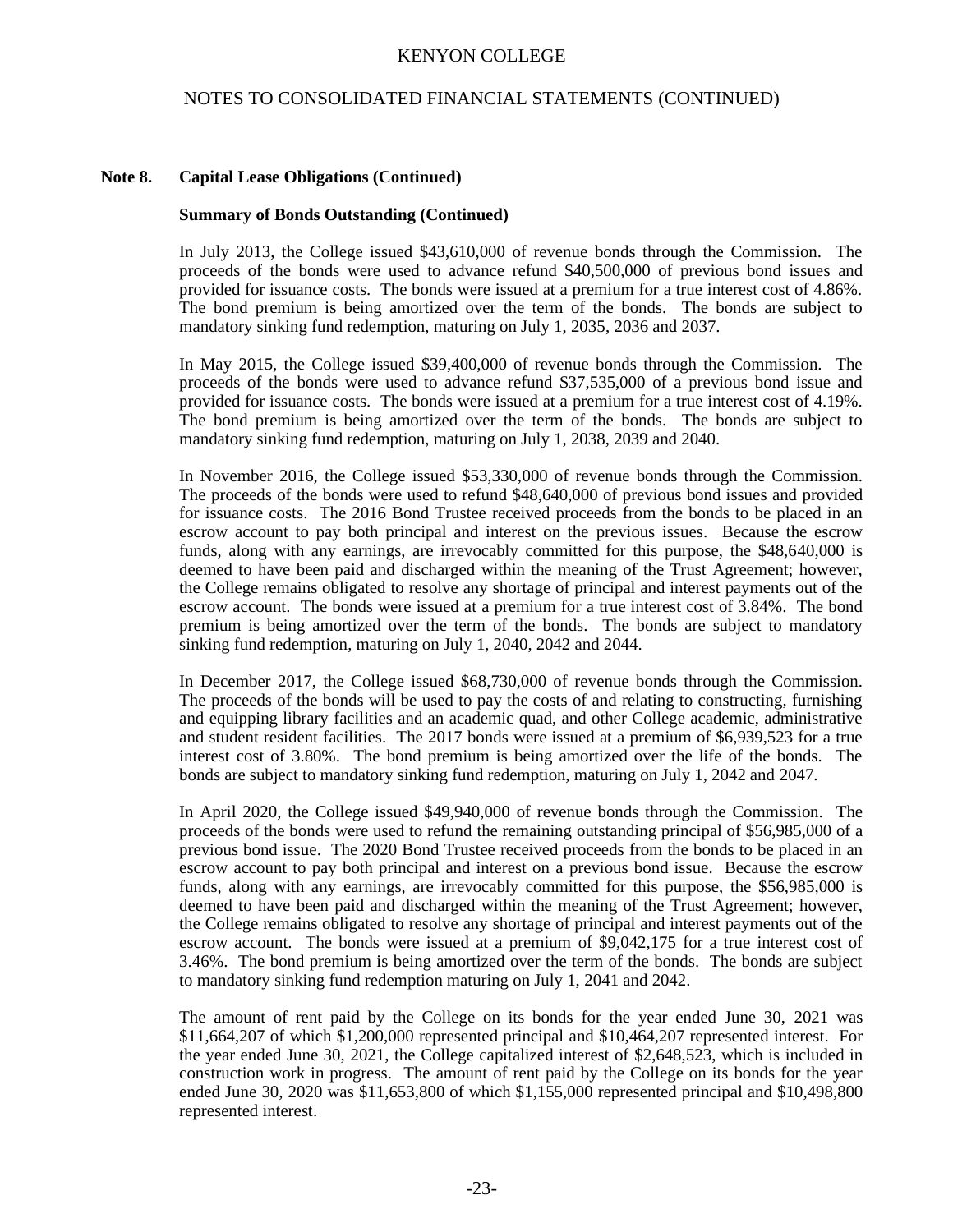**Note 8. Capital Lease Obligations (Continued)**

**Summary of Bonds Outstanding (Continued)**

In July 2013, the College issued $43,610,000 of revenue bonds through the Commission. The proceeds of the bonds were used to advance refund $40,500,000 of previous bond issues and provided for issuance costs. The bonds were issued at a premium for a true interest cost of 4.86%. The bond premium is being amortized over the term of the bonds. The bonds are subject to mandatory sinking fund redemption, maturing on July 1, 2035, 2036 and 2037.

In May 2015, the College issued $39,400,000 of revenue bonds through the Commission. The proceeds of the bonds were used to advance refund $37,535,000 of a previous bond issue and provided for issuance costs. The bonds were issued at a premium for a true interest cost of 4.19%. The bond premium is being amortized over the term of the bonds. The bonds are subject to mandatory sinking fund redemption, maturing on July 1, 2038, 2039 and 2040.

In November 2016, the College issued $53,330,000 of revenue bonds through the Commission. The proceeds of the bonds were used to refund $48,640,000 of previous bond issues and provided for issuance costs. The 2016 Bond Trustee received proceeds from the bonds to be placed in an escrow account to pay both principal and interest on the previous issues. Because the escrow funds, along with any earnings, are irrevocably committed for this purpose, the $48,640,000 is deemed to have been paid and discharged within the meaning of the Trust Agreement; however, the College remains obligated to resolve any shortage of principal and interest payments out of the escrow account. The bonds were issued at a premium for a true interest cost of 3.84%. The bond premium is being amortized over the term of the bonds. The bonds are subject to mandatory sinking fund redemption, maturing on July 1, 2040, 2042 and 2044.

In December 2017, the College issued $68,730,000 of revenue bonds through the Commission. The proceeds of the bonds will be used to pay the costs of and relating to constructing, furnishing and equipping library facilities and an academic quad, and other College academic, administrative and student resident facilities. The 2017 bonds were issued at a premium of $6,939,523 for a true interest cost of 3.80%. The bond premium is being amortized over the life of the bonds. The bonds are subject to mandatory sinking fund redemption, maturing on July 1, 2042 and 2047.

In April 2020, the College issued $49,940,000 of revenue bonds through the Commission. The proceeds of the bonds were used to refund the remaining outstanding principal of $56,985,000 of a previous bond issue. The 2020 Bond Trustee received proceeds from the bonds to be placed in an escrow account to pay both principal and interest on a previous bond issue. Because the escrow funds, along with any earnings, are irrevocably committed for this purpose, the $56,985,000 is deemed to have been paid and discharged within the meaning of the Trust Agreement; however, the College remains obligated to resolve any shortage of principal and interest payments out of the escrow account. The bonds were issued at a premium of $9,042,175 for a true interest cost of 3.46%. The bond premium is being amortized over the term of the bonds. The bonds are subject to mandatory sinking fund redemption maturing on July 1, 2041 and 2042.

The amount of rent paid by the College on its bonds for the year ended June 30, 2021 was $11,664,207 of which $1,200,000 represented principal and $10,464,207 represented interest. For the year ended June 30, 2021, the College capitalized interest of $2,648,523, which is included in construction work in progress. The amount of rent paid by the College on its bonds for the year ended June 30, 2020 was $11,653,800 of which $1,155,000 represented principal and $10,498,800 represented interest.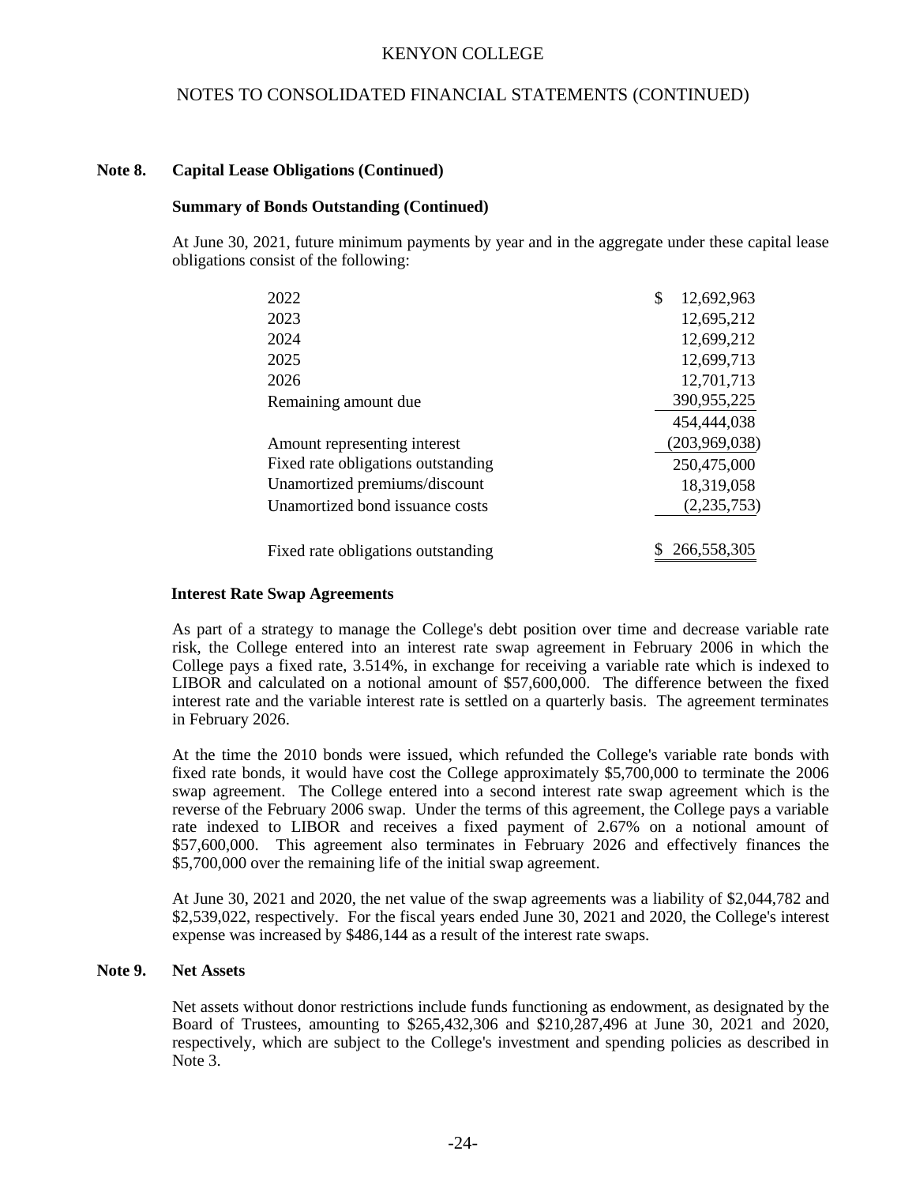KENYON COLLEGE

NOTES TO CONSOLIDATED FINANCIAL STATEMENTS (CONTINUED)

**Note 8. Capital Lease Obligations (Continued)**

**Summary of Bonds Outstanding (Continued)**

At June 30, 2021, future minimum payments by year and in the aggregate under these capital lease obligations consist of the following:

| | |
|---|---|
| 2022 | $ 12,692,963 |
| 2023 | 12,695,212 |
| 2024 | 12,699,212 |
| 2025 | 12,699,713 |
| 2026 | 12,701,713 |
| Remaining amount due | 390,955,225 |
| | 454,444,038 |
| Amount representing interest | (203,969,038) |
| Fixed rate obligations outstanding | 250,475,000 |
| Unamortized premiums/discount | 18,319,058 |
| Unamortized bond issuance costs | (2,235,753) |
| Fixed rate obligations outstanding | $ 266,558,305 |

**Interest Rate Swap Agreements**

As part of a strategy to manage the College's debt position over time and decrease variable rate risk, the College entered into an interest rate swap agreement in February 2006 in which the College pays a fixed rate, 3.514%, in exchange for receiving a variable rate which is indexed to LIBOR and calculated on a notional amount of $57,600,000. The difference between the fixed interest rate and the variable interest rate is settled on a quarterly basis. The agreement terminates in February 2026.

At the time the 2010 bonds were issued, which refunded the College's variable rate bonds with fixed rate bonds, it would have cost the College approximately $5,700,000 to terminate the 2006 swap agreement. The College entered into a second interest rate swap agreement which is the reverse of the February 2006 swap. Under the terms of this agreement, the College pays a variable rate indexed to LIBOR and receives a fixed payment of 2.67% on a notional amount of $57,600,000. This agreement also terminates in February 2026 and effectively finances the $5,700,000 over the remaining life of the initial swap agreement.

At June 30, 2021 and 2020, the net value of the swap agreements was a liability of $2,044,782 and $2,539,022, respectively. For the fiscal years ended June 30, 2021 and 2020, the College's interest expense was increased by $486,144 as a result of the interest rate swaps.

**Note 9. Net Assets**

Net assets without donor restrictions include funds functioning as endowment, as designated by the Board of Trustees, amounting to $265,432,306 and $210,287,496 at June 30, 2021 and 2020, respectively, which are subject to the College's investment and spending policies as described in Note 3.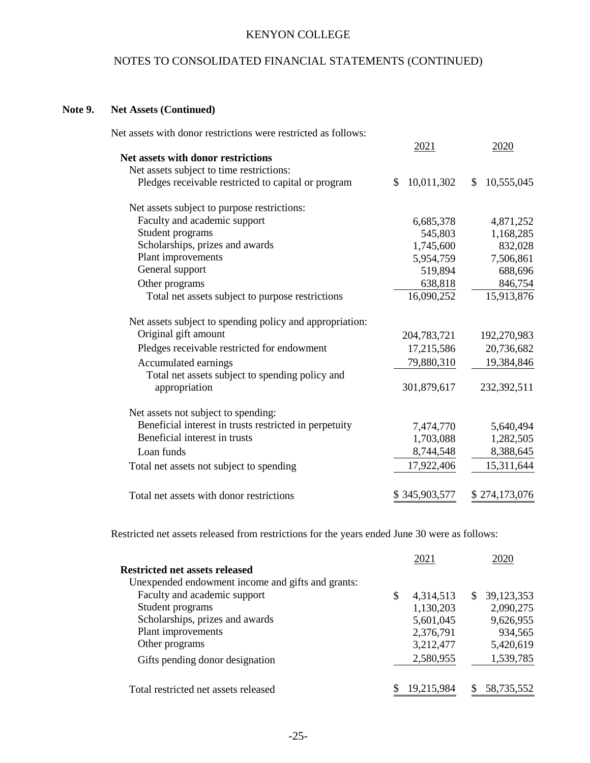KENYON COLLEGE

NOTES TO CONSOLIDATED FINANCIAL STATEMENTS (CONTINUED)

**Note 9. Net Assets (Continued)**

Net assets with donor restrictions were restricted as follows:

| | 2021 | 2020 |
|---|---|---|
| **Net assets with donor restrictions** | | |
| Net assets subject to time restrictions: | | |
| Pledges receivable restricted to capital or program | $ 10,011,302 | $ 10,555,045 |
| Net assets subject to purpose restrictions: | | |
| Faculty and academic support | 6,685,378 | 4,871,252 |
| Student programs | 545,803 | 1,168,285 |
| Scholarships, prizes and awards | 1,745,600 | 832,028 |
| Plant improvements | 5,954,759 | 7,506,861 |
| General support | 519,894 | 688,696 |
| Other programs | 638,818 | 846,754 |
| Total net assets subject to purpose restrictions | 16,090,252 | 15,913,876 |
| Net assets subject to spending policy and appropriation: | | |
| Original gift amount | 204,783,721 | 192,270,983 |
| Pledges receivable restricted for endowment | 17,215,586 | 20,736,682 |
| Accumulated earnings | 79,880,310 | 19,384,846 |
| Total net assets subject to spending policy and appropriation | 301,879,617 | 232,392,511 |
| Net assets not subject to spending: | | |
| Beneficial interest in trusts restricted in perpetuity | 7,474,770 | 5,640,494 |
| Beneficial interest in trusts | 1,703,088 | 1,282,505 |
| Loan funds | 8,744,548 | 8,388,645 |
| Total net assets not subject to spending | 17,922,406 | 15,311,644 |
| Total net assets with donor restrictions | $ 345,903,577 | $ 274,173,076 |

Restricted net assets released from restrictions for the years ended June 30 were as follows:

| | 2021 | 2020 |
|---|---|---|
| **Restricted net assets released** | | |
| Unexpended endowment income and gifts and grants: | | |
| Faculty and academic support | $ 4,314,513 | $ 39,123,353 |
| Student programs | 1,130,203 | 2,090,275 |
| Scholarships, prizes and awards | 5,601,045 | 9,626,955 |
| Plant improvements | 2,376,791 | 934,565 |
| Other programs | 3,212,477 | 5,420,619 |
| Gifts pending donor designation | 2,580,955 | 1,539,785 |
| Total restricted net assets released | $ 19,215,984 | $ 58,735,552 |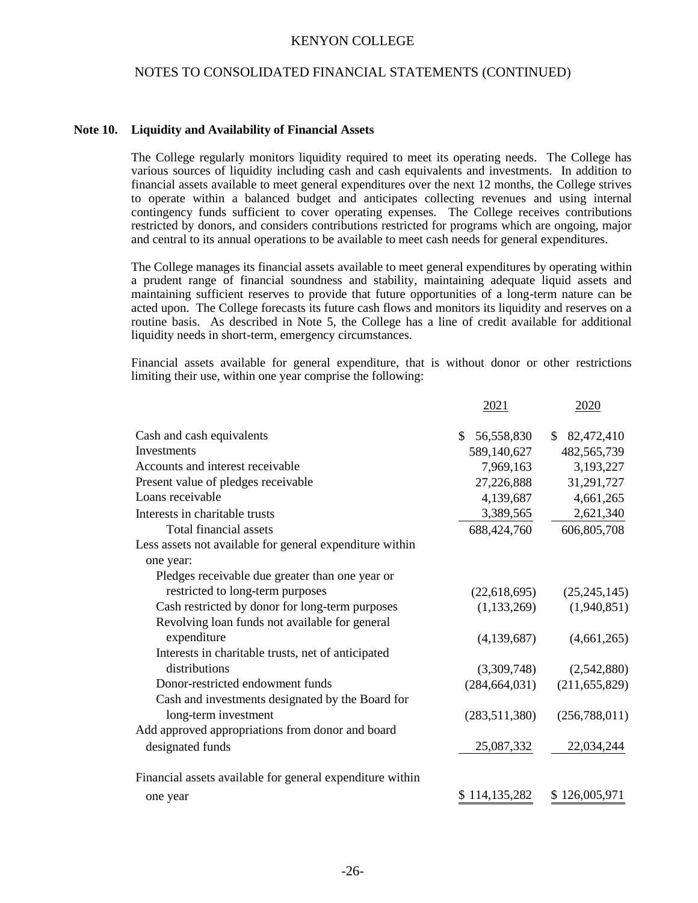KENYON COLLEGE

NOTES TO CONSOLIDATED FINANCIAL STATEMENTS (CONTINUED)

**Note 10. Liquidity and Availability of Financial Assets**

The College regularly monitors liquidity required to meet its operating needs. The College has various sources of liquidity including cash and cash equivalents and investments. In addition to financial assets available to meet general expenditures over the next 12 months, the College strives to operate within a balanced budget and anticipates collecting revenues and using internal contingency funds sufficient to cover operating expenses. The College receives contributions restricted by donors, and considers contributions restricted for programs which are ongoing, major and central to its annual operations to be available to meet cash needs for general expenditures.

The College manages its financial assets available to meet general expenditures by operating within a prudent range of financial soundness and stability, maintaining adequate liquid assets and maintaining sufficient reserves to provide that future opportunities of a long-term nature can be acted upon. The College forecasts its future cash flows and monitors its liquidity and reserves on a routine basis. As described in Note 5, the College has a line of credit available for additional liquidity needs in short-term, emergency circumstances.

Financial assets available for general expenditure, that is without donor or other restrictions limiting their use, within one year comprise the following:

| | 2021 | 2020 |
|---|---|---|
| Cash and cash equivalents | $ 56,558,830 | $ 82,472,410 |
| Investments | 589,140,627 | 482,565,739 |
| Accounts and interest receivable | 7,969,163 | 3,193,227 |
| Present value of pledges receivable | 27,226,888 | 31,291,727 |
| Loans receivable | 4,139,687 | 4,661,265 |
| Interests in charitable trusts | 3,389,565 | 2,621,340 |
| Total financial assets | 688,424,760 | 606,805,708 |
| Less assets not available for general expenditure within one year: | | |
| Pledges receivable due greater than one year or restricted to long-term purposes | (22,618,695) | (25,245,145) |
| Cash restricted by donor for long-term purposes | (1,133,269) | (1,940,851) |
| Revolving loan funds not available for general expenditure | (4,139,687) | (4,661,265) |
| Interests in charitable trusts, net of anticipated distributions | (3,309,748) | (2,542,880) |
| Donor-restricted endowment funds | (284,664,031) | (211,655,829) |
| Cash and investments designated by the Board for long-term investment | (283,511,380) | (256,788,011) |
| Add approved appropriations from donor and board designated funds | 25,087,332 | 22,034,244 |
| Financial assets available for general expenditure within one year | $ 114,135,282 | $ 126,005,971 |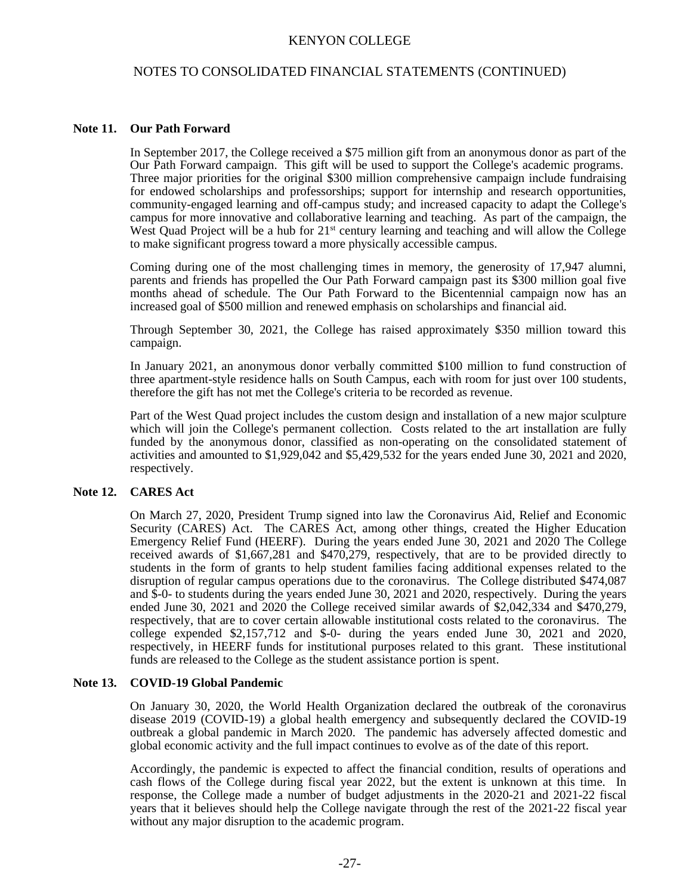KENYON COLLEGE

NOTES TO CONSOLIDATED FINANCIAL STATEMENTS (CONTINUED)

## Note 11. Our Path Forward

In September 2017, the College received a $75 million gift from an anonymous donor as part of the Our Path Forward campaign. This gift will be used to support the College's academic programs. Three major priorities for the original $300 million comprehensive campaign include fundraising for endowed scholarships and professorships; support for internship and research opportunities, community-engaged learning and off-campus study; and increased capacity to adapt the College's campus for more innovative and collaborative learning and teaching. As part of the campaign, the West Quad Project will be a hub for 21st century learning and teaching and will allow the College to make significant progress toward a more physically accessible campus.

Coming during one of the most challenging times in memory, the generosity of 17,947 alumni, parents and friends has propelled the Our Path Forward campaign past its $300 million goal five months ahead of schedule. The Our Path Forward to the Bicentennial campaign now has an increased goal of $500 million and renewed emphasis on scholarships and financial aid.

Through September 30, 2021, the College has raised approximately $350 million toward this campaign.

In January 2021, an anonymous donor verbally committed $100 million to fund construction of three apartment-style residence halls on South Campus, each with room for just over 100 students, therefore the gift has not met the College's criteria to be recorded as revenue.

Part of the West Quad project includes the custom design and installation of a new major sculpture which will join the College's permanent collection. Costs related to the art installation are fully funded by the anonymous donor, classified as non-operating on the consolidated statement of activities and amounted to $1,929,042 and $5,429,532 for the years ended June 30, 2021 and 2020, respectively.

## Note 12. CARES Act

On March 27, 2020, President Trump signed into law the Coronavirus Aid, Relief and Economic Security (CARES) Act. The CARES Act, among other things, created the Higher Education Emergency Relief Fund (HEERF). During the years ended June 30, 2021 and 2020 The College received awards of $1,667,281 and $470,279, respectively, that are to be provided directly to students in the form of grants to help student families facing additional expenses related to the disruption of regular campus operations due to the coronavirus. The College distributed $474,087 and $-0- to students during the years ended June 30, 2021 and 2020, respectively. During the years ended June 30, 2021 and 2020 the College received similar awards of $2,042,334 and $470,279, respectively, that are to cover certain allowable institutional costs related to the coronavirus. The college expended $2,157,712 and $-0- during the years ended June 30, 2021 and 2020, respectively, in HEERF funds for institutional purposes related to this grant. These institutional funds are released to the College as the student assistance portion is spent.

## Note 13. COVID-19 Global Pandemic

On January 30, 2020, the World Health Organization declared the outbreak of the coronavirus disease 2019 (COVID-19) a global health emergency and subsequently declared the COVID-19 outbreak a global pandemic in March 2020. The pandemic has adversely affected domestic and global economic activity and the full impact continues to evolve as of the date of this report.

Accordingly, the pandemic is expected to affect the financial condition, results of operations and cash flows of the College during fiscal year 2022, but the extent is unknown at this time. In response, the College made a number of budget adjustments in the 2020-21 and 2021-22 fiscal years that it believes should help the College navigate through the rest of the 2021-22 fiscal year without any major disruption to the academic program.